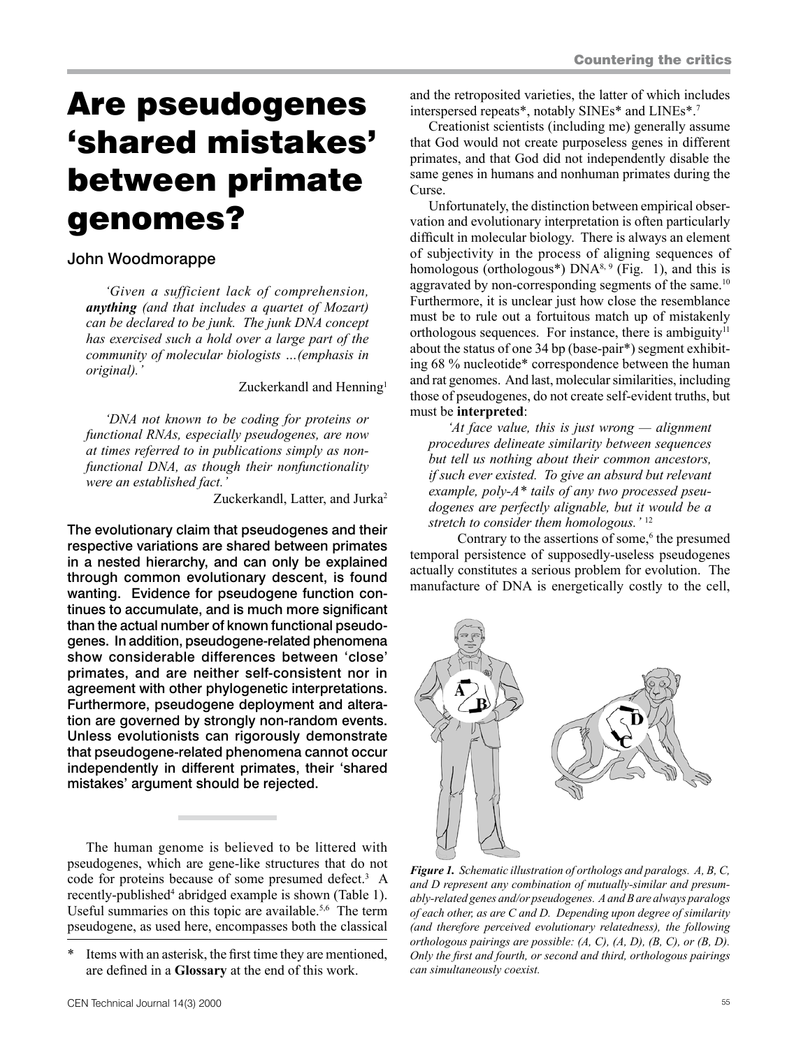# Are pseudogenes 'shared mistakes' between primate genomes?

## John Woodmorappe

> *'Given a sufficient lack of comprehension, **anything** (and that includes a quartet of Mozart) can be declared to be junk. The junk DNA concept has exercised such a hold over a large part of the community of molecular biologists …(emphasis in original).'*
>
> Zuckerkandl and Henning[1]

> *'DNA not known to be coding for proteins or functional RNAs, especially pseudogenes, are now at times referred to in publications simply as non-functional DNA, as though their nonfunctionality were an established fact.'*
>
> Zuckerkandl, Latter, and Jurka[2]

**The evolutionary claim that pseudogenes and their respective variations are shared between primates in a nested hierarchy, and can only be explained through common evolutionary descent, is found wanting. Evidence for pseudogene function continues to accumulate, and is much more significant than the actual number of known functional pseudogenes. In addition, pseudogene-related phenomena show considerable differences between 'close' primates, and are neither self-consistent nor in agreement with other phylogenetic interpretations. Furthermore, pseudogene deployment and alteration are governed by strongly non-random events. Unless evolutionists can rigorously demonstrate that pseudogene-related phenomena cannot occur independently in different primates, their 'shared mistakes' argument should be rejected.**

The human genome is believed to be littered with pseudogenes, which are gene-like structures that do not code for proteins because of some presumed defect.[3] A recently-published[4] abridged example is shown (Table 1). Useful summaries on this topic are available.[5,6] The term pseudogene, as used here, encompasses both the classical and the retroposited varieties, the latter of which includes interspersed repeats*, notably SINEs* and LINEs*.[7]

Creationist scientists (including me) generally assume that God would not create purposeless genes in different primates, and that God did not independently disable the same genes in humans and nonhuman primates during the Curse.

Unfortunately, the distinction between empirical observation and evolutionary interpretation is often particularly difficult in molecular biology. There is always an element of subjectivity in the process of aligning sequences of homologous (orthologous*) DNA[8, 9] (Fig. 1), and this is aggravated by non-corresponding segments of the same.[10] Furthermore, it is unclear just how close the resemblance must be to rule out a fortuitous match up of mistakenly orthologous sequences. For instance, there is ambiguity[11] about the status of one 34 bp (base-pair*) segment exhibiting 68 % nucleotide* correspondence between the human and rat genomes. And last, molecular similarities, including those of pseudogenes, do not create self-evident truths, but must be **interpreted**:

> *'At face value, this is just wrong — alignment procedures delineate similarity between sequences but tell us nothing about their common ancestors, if such ever existed. To give an absurd but relevant example, poly-A* tails of any two processed pseudogenes are perfectly alignable, but it would be a stretch to consider them homologous.'* [12]

Contrary to the assertions of some,[6] the presumed temporal persistence of supposedly-useless pseudogenes actually constitutes a serious problem for evolution. The manufacture of DNA is energetically costly to the cell,

***Figure 1.** Schematic illustration of orthologs and paralogs. A, B, C, and D represent any combination of mutually-similar and presumably-related genes and/or pseudogenes. A and B are always paralogs of each other, as are C and D. Depending upon degree of similarity (and therefore perceived evolutionary relatedness), the following orthologous pairings are possible: (A, C), (A, D), (B, C), or (B, D). Only the first and fourth, or second and third, orthologous pairings can simultaneously coexist.*

\* Items with an asterisk, the first time they are mentioned, are defined in a **Glossary** at the end of this work.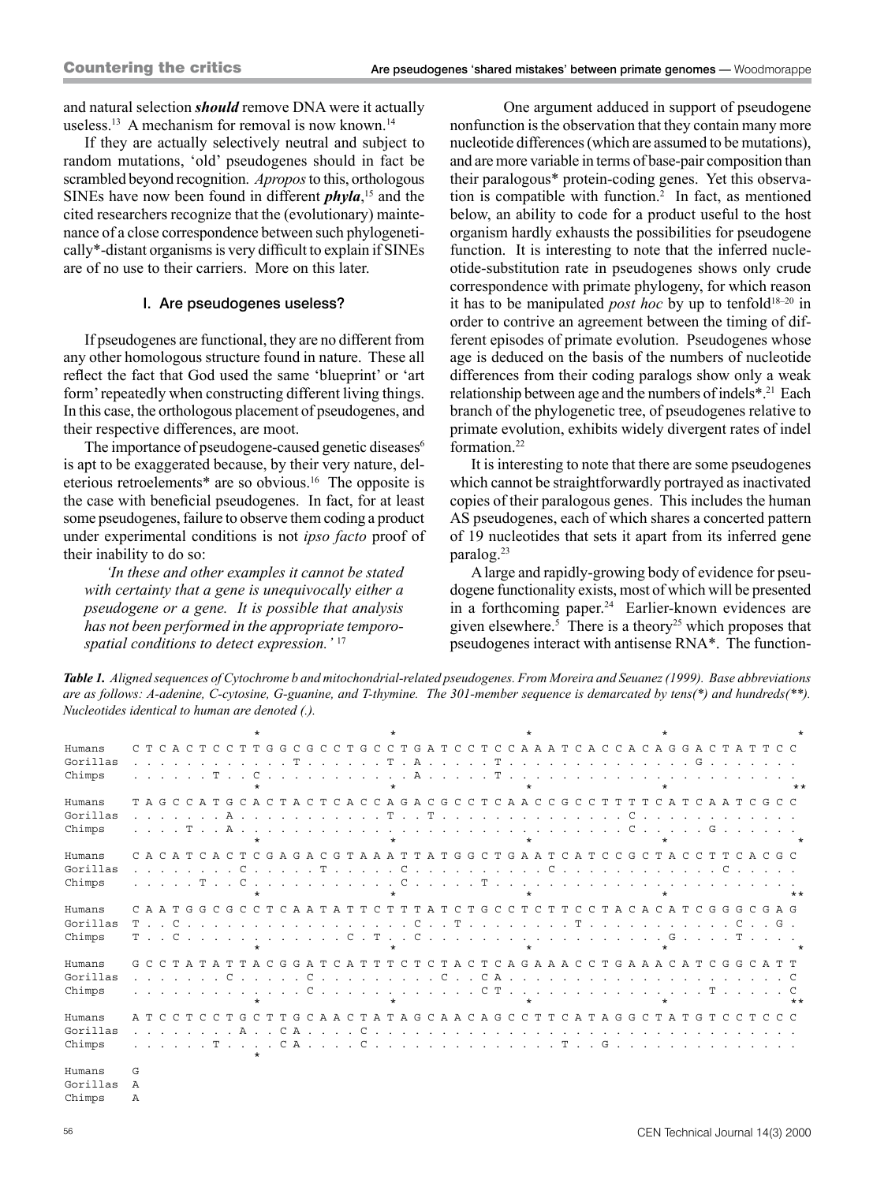and natural selection ***should*** remove DNA were it actually useless.[13] A mechanism for removal is now known.[14]

If they are actually selectively neutral and subject to random mutations, 'old' pseudogenes should in fact be scrambled beyond recognition. *Apropos* to this, orthologous SINEs have now been found in different ***phyla***,[15] and the cited researchers recognize that the (evolutionary) maintenance of a close correspondence between such phylogenetically*-distant organisms is very difficult to explain if SINEs are of no use to their carriers. More on this later.

## I. Are pseudogenes useless?

If pseudogenes are functional, they are no different from any other homologous structure found in nature. These all reflect the fact that God used the same 'blueprint' or 'art form' repeatedly when constructing different living things. In this case, the orthologous placement of pseudogenes, and their respective differences, are moot.

The importance of pseudogene-caused genetic diseases[6] is apt to be exaggerated because, by their very nature, deleterious retroelements* are so obvious.[16] The opposite is the case with beneficial pseudogenes. In fact, for at least some pseudogenes, failure to observe them coding a product under experimental conditions is not *ipso facto* proof of their inability to do so:

> *'In these and other examples it cannot be stated with certainty that a gene is unequivocally either a pseudogene or a gene. It is possible that analysis has not been performed in the appropriate temporo-spatial conditions to detect expression.'* [17]

One argument adduced in support of pseudogene nonfunction is the observation that they contain many more nucleotide differences (which are assumed to be mutations), and are more variable in terms of base-pair composition than their paralogous* protein-coding genes. Yet this observation is compatible with function.[2] In fact, as mentioned below, an ability to code for a product useful to the host organism hardly exhausts the possibilities for pseudogene function. It is interesting to note that the inferred nucleotide-substitution rate in pseudogenes shows only crude correspondence with primate phylogeny, for which reason it has to be manipulated *post hoc* by up to tenfold[18–20] in order to contrive an agreement between the timing of different episodes of primate evolution. Pseudogenes whose age is deduced on the basis of the numbers of nucleotide differences from their coding paralogs show only a weak relationship between age and the numbers of indels*.[21] Each branch of the phylogenetic tree, of pseudogenes relative to primate evolution, exhibits widely divergent rates of indel formation.[22]

It is interesting to note that there are some pseudogenes which cannot be straightforwardly portrayed as inactivated copies of their paralogous genes. This includes the human AS pseudogenes, each of which shares a concerted pattern of 19 nucleotides that sets it apart from its inferred gene paralog.[23]

A large and rapidly-growing body of evidence for pseudogene functionality exists, most of which will be presented in a forthcoming paper.[24] Earlier-known evidences are given elsewhere.[5] There is a theory[25] which proposes that pseudogenes interact with antisense RNA*. The function-

***Table 1.*** *Aligned sequences of Cytochrome b and mitochondrial-related pseudogenes. From Moreira and Seuanez (1999). Base abbreviations are as follows: A-adenine, C-cytosine, G-guanine, and T-thymine. The 301-member sequence is demarcated by tens(\*) and hundreds(\*\*). Nucleotides identical to human are denoted (.).*

```
                              *                   *                   *                   *                   *
Humans    C T C A C T C C T T G G C G C C T G C C T G A T C C T C C A A A T C A C C A C A G G A C T A T T C C
Gorillas  . . . . . . . . . . . T . . . . . . T . A . . . . . T . . . . . . . . . . . . . . . G . . . . . . .
Chimps    . . . . . T . . C . . . . . . . . . . . A . . . . . T . . . . . . . . . . . . . . . . . . . . . . .
                              *                   *                   *                   *                   **
Humans    T A G C C A T G C A C T A C T C A C C A G A C G C C T C A A C C G C C T T T T C A T C A A T C G C C
Gorillas  . . . . . . A . . . . . . . . . . . . T . . T . . . . . . . . . . . . . C . . . . . . . . . . . . .
Chimps    . . . . T . . A . . . . . . . . . . . . . . . . . . . . . . . . . . . . . C . . . . . G . . . . . .
                              *                   *                   *                   *                   *
Humans    C A C A T C A C T C G A G A C G T A A A T T A T G G C T G A A T C A T C C G C T A C C T T C A C G C
Gorillas  . . . . . . . C . . . . . T . . . . . C . . . . . . . . . . C . . . . . . . . . . . . . C . . . . .
Chimps    . . . . T . . C . . . . . . . . . . . C . . . . . T . . . . . . . . . . . . . . . . . . . . . . . .
                              *                   *                   *                   *                   **
Humans    C A A T G G C G C C T C A A T A T T C T T T A T C T G C C T C T T C C T A C A C A T C G G G C G A G
Gorillas  T . . C . . . . . . . . . . . . . . . . . C . . T . . . . . . . T . . . . . . . . . . . . . C . . G .
Chimps    T . . C . . . . . . . . . . . . C . T . . C . . . . . . . . . . . . . . . . . . G . . . . T . . . .
                              *                   *                   *                   *                   *
Humans    G C C T A T A T T A C G G A T C A T T T C T C T A C T C A G A A A C C T G A A A C A T C G G C A T T
Gorillas  . . . . . . C . . . . . C . . . . . . . . . . C . . C A . . . . . . . . . . . . . . . . . . . . . C
Chimps    . . . . . . . . . . . . C . . . . . . . . . . . . . C T . . . . . . . . . . . . . . . . . T . . . . . C
                              *                   *                   *                   *                   **
Humans    A T C C T C C T G C T T G C A A C T A T A G C A A C A G C C T T C A T A G G C T A T G T C C T C C C
Gorillas  . . . . . . . . A . . C A . . . . C . . . . . . . . . . . . . . . . . . . . . . . . . . . . . . . .
Chimps    . . . . . . T . . . . C A . . . . C . . . . . . . . . . . . . . . T . . G . . . . . . . . . . . . .
                              *
Humans    G
Gorillas  A
Chimps    A
```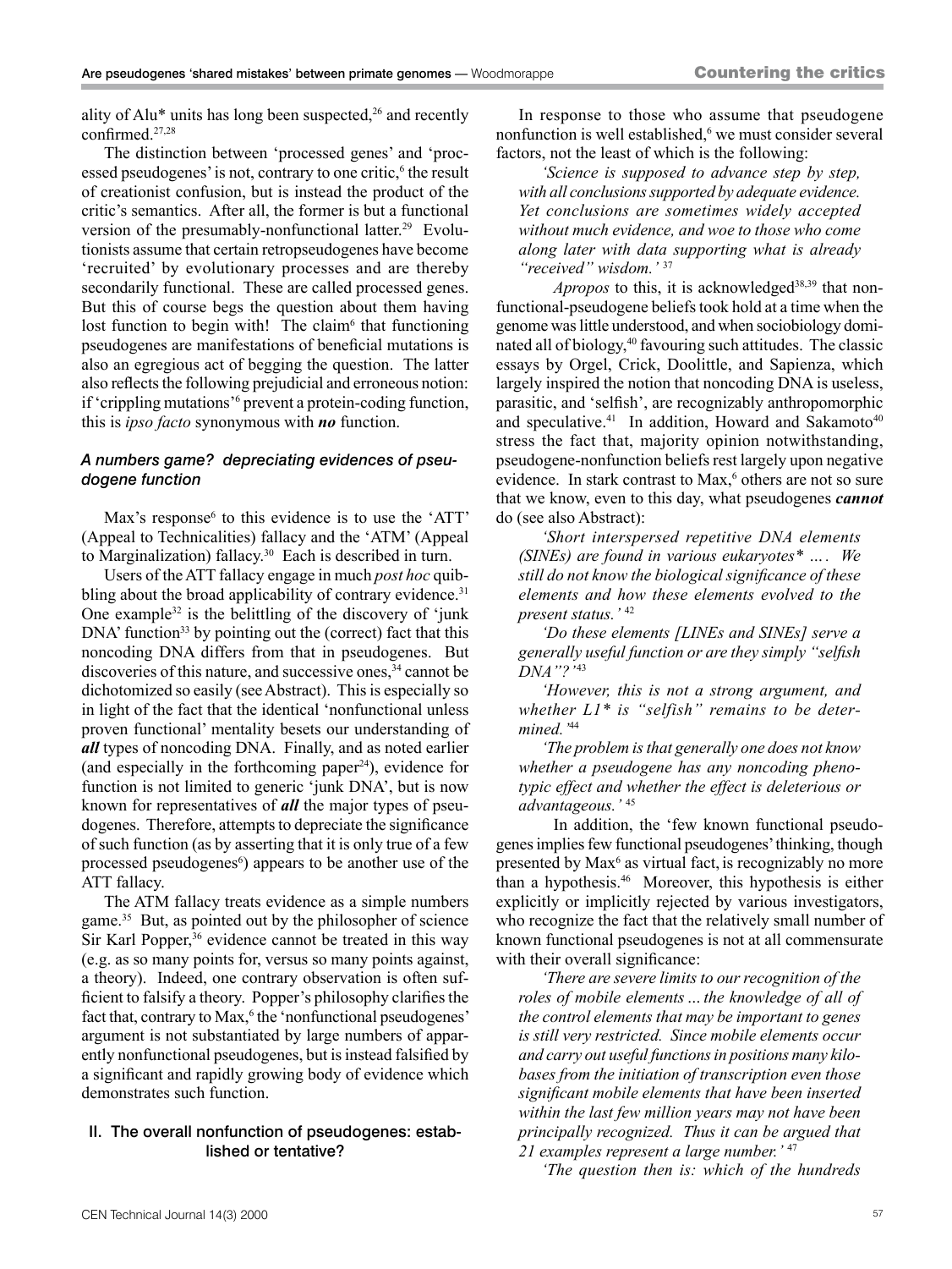ality of Alu* units has long been suspected,[26] and recently confirmed.[27,28]

The distinction between 'processed genes' and 'processed pseudogenes' is not, contrary to one critic,[6] the result of creationist confusion, but is instead the product of the critic's semantics. After all, the former is but a functional version of the presumably-nonfunctional latter.[29] Evolutionists assume that certain retropseudogenes have become 'recruited' by evolutionary processes and are thereby secondarily functional. These are called processed genes. But this of course begs the question about them having lost function to begin with! The claim[6] that functioning pseudogenes are manifestations of beneficial mutations is also an egregious act of begging the question. The latter also reflects the following prejudicial and erroneous notion: if 'crippling mutations'[6] prevent a protein-coding function, this is *ipso facto* synonymous with ***no*** function.

### *A numbers game? depreciating evidences of pseudogene function*

Max's response[6] to this evidence is to use the 'ATT' (Appeal to Technicalities) fallacy and the 'ATM' (Appeal to Marginalization) fallacy.[30] Each is described in turn.

Users of the ATT fallacy engage in much *post hoc* quibbling about the broad applicability of contrary evidence.[31] One example[32] is the belittling of the discovery of 'junk DNA' function[33] by pointing out the (correct) fact that this noncoding DNA differs from that in pseudogenes. But discoveries of this nature, and successive ones,[34] cannot be dichotomized so easily (see Abstract). This is especially so in light of the fact that the identical 'nonfunctional unless proven functional' mentality besets our understanding of ***all*** types of noncoding DNA. Finally, and as noted earlier (and especially in the forthcoming paper[24]), evidence for function is not limited to generic 'junk DNA', but is now known for representatives of ***all*** the major types of pseudogenes. Therefore, attempts to depreciate the significance of such function (as by asserting that it is only true of a few processed pseudogenes[6]) appears to be another use of the ATT fallacy.

The ATM fallacy treats evidence as a simple numbers game.[35] But, as pointed out by the philosopher of science Sir Karl Popper,[36] evidence cannot be treated in this way (e.g. as so many points for, versus so many points against, a theory). Indeed, one contrary observation is often sufficient to falsify a theory. Popper's philosophy clarifies the fact that, contrary to Max,[6] the 'nonfunctional pseudogenes' argument is not substantiated by large numbers of apparently nonfunctional pseudogenes, but is instead falsified by a significant and rapidly growing body of evidence which demonstrates such function.

## II. The overall nonfunction of pseudogenes: established or tentative?

In response to those who assume that pseudogene nonfunction is well established,[6] we must consider several factors, not the least of which is the following:

> *'Science is supposed to advance step by step, with all conclusions supported by adequate evidence. Yet conclusions are sometimes widely accepted without much evidence, and woe to those who come along later with data supporting what is already "received" wisdom.'* [37]

*Apropos* to this, it is acknowledged[38,39] that nonfunctional-pseudogene beliefs took hold at a time when the genome was little understood, and when sociobiology dominated all of biology,[40] favouring such attitudes. The classic essays by Orgel, Crick, Doolittle, and Sapienza, which largely inspired the notion that noncoding DNA is useless, parasitic, and 'selfish', are recognizably anthropomorphic and speculative.[41] In addition, Howard and Sakamoto[40] stress the fact that, majority opinion notwithstanding, pseudogene-nonfunction beliefs rest largely upon negative evidence. In stark contrast to Max,[6] others are not so sure that we know, even to this day, what pseudogenes ***cannot*** do (see also Abstract):

> *'Short interspersed repetitive DNA elements (SINEs) are found in various eukaryotes* … . We still do not know the biological significance of these elements and how these elements evolved to the present status.'* [42]

> *'Do these elements [LINEs and SINEs] serve a generally useful function or are they simply "selfish DNA"?'*[43]

> *'However, this is not a strong argument, and whether L1* is "selfish" remains to be determined.'*[44]

> *'The problem is that generally one does not know whether a pseudogene has any noncoding phenotypic effect and whether the effect is deleterious or advantageous.'* [45]

In addition, the 'few known functional pseudogenes implies few functional pseudogenes' thinking, though presented by Max[6] as virtual fact, is recognizably no more than a hypothesis.[46] Moreover, this hypothesis is either explicitly or implicitly rejected by various investigators, who recognize the fact that the relatively small number of known functional pseudogenes is not at all commensurate with their overall significance:

> *'There are severe limits to our recognition of the roles of mobile elements ... the knowledge of all of the control elements that may be important to genes is still very restricted. Since mobile elements occur and carry out useful functions in positions many kilobases from the initiation of transcription even those significant mobile elements that have been inserted within the last few million years may not have been principally recognized. Thus it can be argued that 21 examples represent a large number.'* [47]

> *'The question then is: which of the hundreds*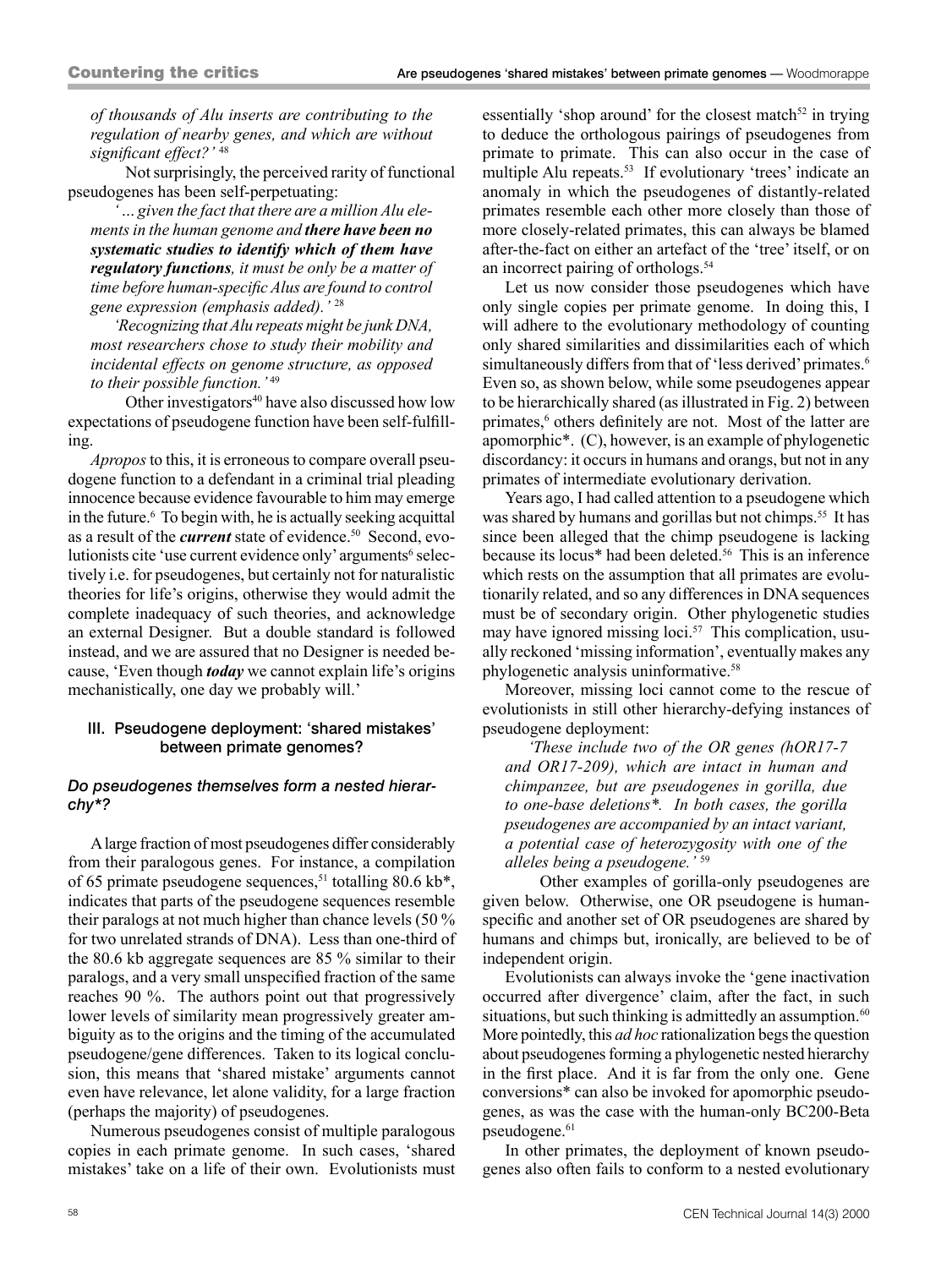*of thousands of Alu inserts are contributing to the regulation of nearby genes, and which are without significant effect?'* [48]

Not surprisingly, the perceived rarity of functional pseudogenes has been self-perpetuating:

> *'... given the fact that there are a million Alu elements in the human genome and **there have been no systematic studies to identify which of them have regulatory functions**, it must be only be a matter of time before human-specific Alus are found to control gene expression (emphasis added).'* [28]

> *'Recognizing that Alu repeats might be junk DNA, most researchers chose to study their mobility and incidental effects on genome structure, as opposed to their possible function.'* [49]

Other investigators[40] have also discussed how low expectations of pseudogene function have been self-fulfilling.

*Apropos* to this, it is erroneous to compare overall pseudogene function to a defendant in a criminal trial pleading innocence because evidence favourable to him may emerge in the future.[6] To begin with, he is actually seeking acquittal as a result of the ***current*** state of evidence.[50] Second, evolutionists cite 'use current evidence only' arguments[6] selectively i.e. for pseudogenes, but certainly not for naturalistic theories for life's origins, otherwise they would admit the complete inadequacy of such theories, and acknowledge an external Designer. But a double standard is followed instead, and we are assured that no Designer is needed because, 'Even though ***today*** we cannot explain life's origins mechanistically, one day we probably will.'

## III. Pseudogene deployment: 'shared mistakes' between primate genomes?

### *Do pseudogenes themselves form a nested hierarchy\*?*

A large fraction of most pseudogenes differ considerably from their paralogous genes. For instance, a compilation of 65 primate pseudogene sequences,[51] totalling 80.6 kb\*, indicates that parts of the pseudogene sequences resemble their paralogs at not much higher than chance levels (50 % for two unrelated strands of DNA). Less than one-third of the 80.6 kb aggregate sequences are 85 % similar to their paralogs, and a very small unspecified fraction of the same reaches 90 %. The authors point out that progressively lower levels of similarity mean progressively greater ambiguity as to the origins and the timing of the accumulated pseudogene/gene differences. Taken to its logical conclusion, this means that 'shared mistake' arguments cannot even have relevance, let alone validity, for a large fraction (perhaps the majority) of pseudogenes.

Numerous pseudogenes consist of multiple paralogous copies in each primate genome. In such cases, 'shared mistakes' take on a life of their own. Evolutionists must essentially 'shop around' for the closest match[52] in trying to deduce the orthologous pairings of pseudogenes from primate to primate. This can also occur in the case of multiple Alu repeats.[53] If evolutionary 'trees' indicate an anomaly in which the pseudogenes of distantly-related primates resemble each other more closely than those of more closely-related primates, this can always be blamed after-the-fact on either an artefact of the 'tree' itself, or on an incorrect pairing of orthologs.[54]

Let us now consider those pseudogenes which have only single copies per primate genome. In doing this, I will adhere to the evolutionary methodology of counting only shared similarities and dissimilarities each of which simultaneously differs from that of 'less derived' primates.[6] Even so, as shown below, while some pseudogenes appear to be hierarchically shared (as illustrated in Fig. 2) between primates,[6] others definitely are not. Most of the latter are apomorphic\*. (C), however, is an example of phylogenetic discordancy: it occurs in humans and orangs, but not in any primates of intermediate evolutionary derivation.

Years ago, I had called attention to a pseudogene which was shared by humans and gorillas but not chimps.[55] It has since been alleged that the chimp pseudogene is lacking because its locus\* had been deleted.[56] This is an inference which rests on the assumption that all primates are evolutionarily related, and so any differences in DNA sequences must be of secondary origin. Other phylogenetic studies may have ignored missing loci.[57] This complication, usually reckoned 'missing information', eventually makes any phylogenetic analysis uninformative.[58]

Moreover, missing loci cannot come to the rescue of evolutionists in still other hierarchy-defying instances of pseudogene deployment:

> *'These include two of the OR genes (hOR17-7 and OR17-209), which are intact in human and chimpanzee, but are pseudogenes in gorilla, due to one-base deletions\*. In both cases, the gorilla pseudogenes are accompanied by an intact variant, a potential case of heterozygosity with one of the alleles being a pseudogene.'* [59]

Other examples of gorilla-only pseudogenes are given below. Otherwise, one OR pseudogene is human-specific and another set of OR pseudogenes are shared by humans and chimps but, ironically, are believed to be of independent origin.

Evolutionists can always invoke the 'gene inactivation occurred after divergence' claim, after the fact, in such situations, but such thinking is admittedly an assumption.[60] More pointedly, this *ad hoc* rationalization begs the question about pseudogenes forming a phylogenetic nested hierarchy in the first place. And it is far from the only one. Gene conversions\* can also be invoked for apomorphic pseudogenes, as was the case with the human-only BC200-Beta pseudogene.[61]

In other primates, the deployment of known pseudogenes also often fails to conform to a nested evolutionary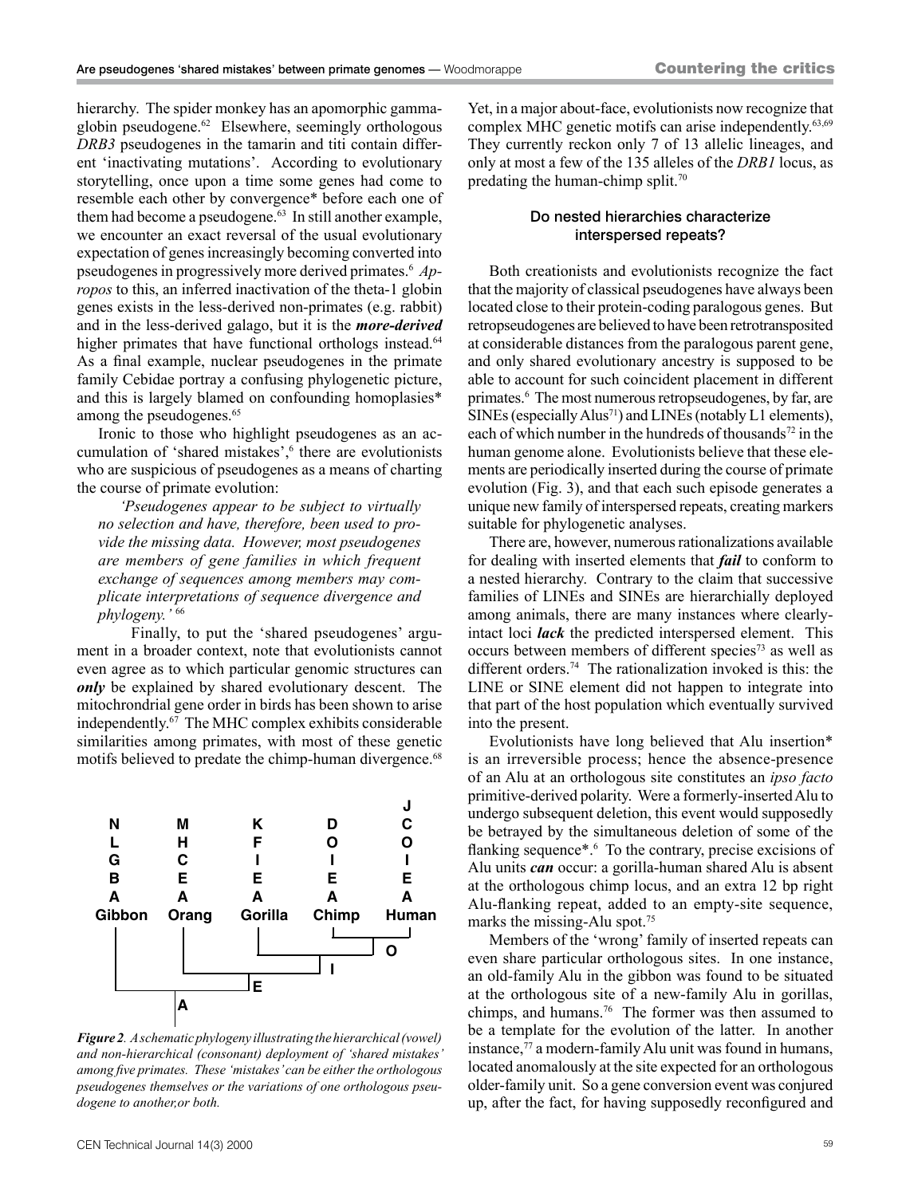hierarchy. The spider monkey has an apomorphic gamma-globin pseudogene.[62] Elsewhere, seemingly orthologous *DRB3* pseudogenes in the tamarin and titi contain different 'inactivating mutations'. According to evolutionary storytelling, once upon a time some genes had come to resemble each other by convergence* before each one of them had become a pseudogene.[63] In still another example, we encounter an exact reversal of the usual evolutionary expectation of genes increasingly becoming converted into pseudogenes in progressively more derived primates.[6] *Apropos* to this, an inferred inactivation of the theta-1 globin genes exists in the less-derived non-primates (e.g. rabbit) and in the less-derived galago, but it is the ***more-derived*** higher primates that have functional orthologs instead.[64] As a final example, nuclear pseudogenes in the primate family Cebidae portray a confusing phylogenetic picture, and this is largely blamed on confounding homoplasies* among the pseudogenes.[65]

Ironic to those who highlight pseudogenes as an accumulation of 'shared mistakes',[6] there are evolutionists who are suspicious of pseudogenes as a means of charting the course of primate evolution:

> *'Pseudogenes appear to be subject to virtually no selection and have, therefore, been used to provide the missing data. However, most pseudogenes are members of gene families in which frequent exchange of sequences among members may complicate interpretations of sequence divergence and phylogeny.'* [66]

Finally, to put the 'shared pseudogenes' argument in a broader context, note that evolutionists cannot even agree as to which particular genomic structures can ***only*** be explained by shared evolutionary descent. The mitochrondrial gene order in birds has been shown to arise independently.[67] The MHC complex exhibits considerable similarities among primates, with most of these genetic motifs believed to predate the chimp-human divergence.[68]

*Figure 2. A schematic phylogeny illustrating the hierarchical (vowel) and non-hierarchical (consonant) deployment of 'shared mistakes' among five primates. These 'mistakes' can be either the orthologous pseudogenes themselves or the variations of one orthologous pseudogene to another, or both.*

Yet, in a major about-face, evolutionists now recognize that complex MHC genetic motifs can arise independently.[63,69] They currently reckon only 7 of 13 allelic lineages, and only at most a few of the 135 alleles of the *DRB1* locus, as predating the human-chimp split.[70]

## Do nested hierarchies characterize interspersed repeats?

Both creationists and evolutionists recognize the fact that the majority of classical pseudogenes have always been located close to their protein-coding paralogous genes. But retropseudogenes are believed to have been retrotransposited at considerable distances from the paralogous parent gene, and only shared evolutionary ancestry is supposed to be able to account for such coincident placement in different primates.[6] The most numerous retropseudogenes, by far, are SINEs (especially Alus[71]) and LINEs (notably L1 elements), each of which number in the hundreds of thousands[72] in the human genome alone. Evolutionists believe that these elements are periodically inserted during the course of primate evolution (Fig. 3), and that each such episode generates a unique new family of interspersed repeats, creating markers suitable for phylogenetic analyses.

There are, however, numerous rationalizations available for dealing with inserted elements that ***fail*** to conform to a nested hierarchy. Contrary to the claim that successive families of LINEs and SINEs are hierarchially deployed among animals, there are many instances where clearly-intact loci ***lack*** the predicted interspersed element. This occurs between members of different species[73] as well as different orders.[74] The rationalization invoked is this: the LINE or SINE element did not happen to integrate into that part of the host population which eventually survived into the present.

Evolutionists have long believed that Alu insertion* is an irreversible process; hence the absence-presence of an Alu at an orthologous site constitutes an *ipso facto* primitive-derived polarity. Were a formerly-inserted Alu to undergo subsequent deletion, this event would supposedly be betrayed by the simultaneous deletion of some of the flanking sequence*.[6] To the contrary, precise excisions of Alu units ***can*** occur: a gorilla-human shared Alu is absent at the orthologous chimp locus, and an extra 12 bp right Alu-flanking repeat, added to an empty-site sequence, marks the missing-Alu spot.[75]

Members of the 'wrong' family of inserted repeats can even share particular orthologous sites. In one instance, an old-family Alu in the gibbon was found to be situated at the orthologous site of a new-family Alu in gorillas, chimps, and humans.[76] The former was then assumed to be a template for the evolution of the latter. In another instance,[77] a modern-family Alu unit was found in humans, located anomalously at the site expected for an orthologous older-family unit. So a gene conversion event was conjured up, after the fact, for having supposedly reconfigured and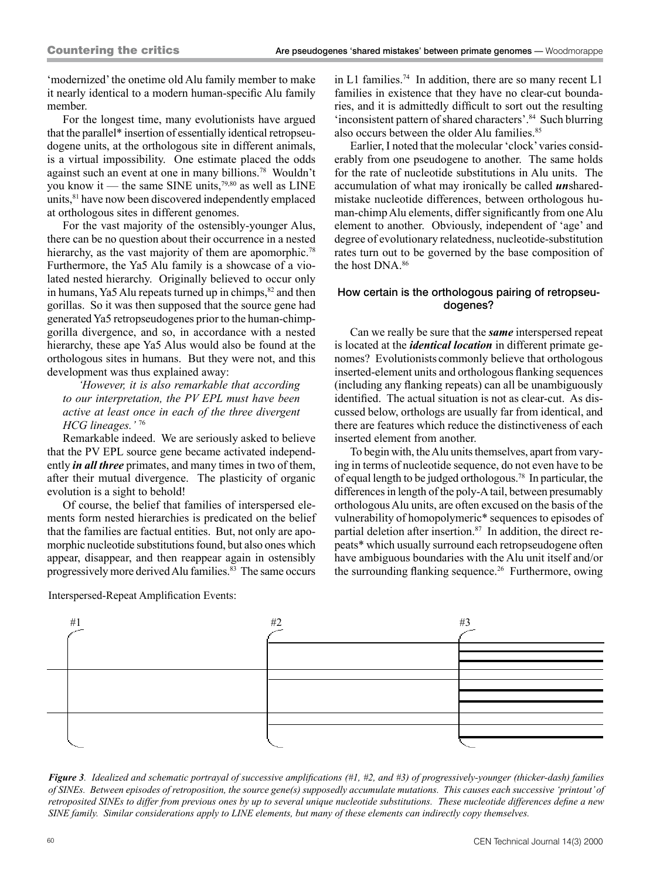'modernized' the onetime old Alu family member to make it nearly identical to a modern human-specific Alu family member.

For the longest time, many evolutionists have argued that the parallel* insertion of essentially identical retropseudogene units, at the orthologous site in different animals, is a virtual impossibility. One estimate placed the odds against such an event at one in many billions.[78] Wouldn't you know it — the same SINE units,[79,80] as well as LINE units,[81] have now been discovered independently emplaced at orthologous sites in different genomes.

For the vast majority of the ostensibly-younger Alus, there can be no question about their occurrence in a nested hierarchy, as the vast majority of them are apomorphic.[78] Furthermore, the Ya5 Alu family is a showcase of a violated nested hierarchy. Originally believed to occur only in humans, Ya5 Alu repeats turned up in chimps,[82] and then gorillas. So it was then supposed that the source gene had generated Ya5 retropseudogenes prior to the human-chimp-gorilla divergence, and so, in accordance with a nested hierarchy, these ape Ya5 Alus would also be found at the orthologous sites in humans. But they were not, and this development was thus explained away:

> *'However, it is also remarkable that according to our interpretation, the PV EPL must have been active at least once in each of the three divergent HCG lineages.'* [76]

Remarkable indeed. We are seriously asked to believe that the PV EPL source gene became activated independently ***in all three*** primates, and many times in two of them, after their mutual divergence. The plasticity of organic evolution is a sight to behold!

Of course, the belief that families of interspersed elements form nested hierarchies is predicated on the belief that the families are factual entities. But, not only are apomorphic nucleotide substitutions found, but also ones which appear, disappear, and then reappear again in ostensibly progressively more derived Alu families.[83] The same occurs in L1 families.[74] In addition, there are so many recent L1 families in existence that they have no clear-cut boundaries, and it is admittedly difficult to sort out the resulting 'inconsistent pattern of shared characters'.[84] Such blurring also occurs between the older Alu families.[85]

Earlier, I noted that the molecular 'clock' varies considerably from one pseudogene to another. The same holds for the rate of nucleotide substitutions in Alu units. The accumulation of what may ironically be called ***un***shared-mistake nucleotide differences, between orthologous human-chimp Alu elements, differ significantly from one Alu element to another. Obviously, independent of 'age' and degree of evolutionary relatedness, nucleotide-substitution rates turn out to be governed by the base composition of the host DNA.[86]

## How certain is the orthologous pairing of retropseudogenes?

Can we really be sure that the ***same*** interspersed repeat is located at the ***identical location*** in different primate genomes? Evolutionists commonly believe that orthologous inserted-element units and orthologous flanking sequences (including any flanking repeats) can all be unambiguously identified. The actual situation is not as clear-cut. As discussed below, orthologs are usually far from identical, and there are features which reduce the distinctiveness of each inserted element from another.

To begin with, the Alu units themselves, apart from varying in terms of nucleotide sequence, do not even have to be of equal length to be judged orthologous.[78] In particular, the differences in length of the poly-A tail, between presumably orthologous Alu units, are often excused on the basis of the vulnerability of homopolymeric* sequences to episodes of partial deletion after insertion.[87] In addition, the direct repeats* which usually surround each retropseudogene often have ambiguous boundaries with the Alu unit itself and/or the surrounding flanking sequence.[26] Furthermore, owing

Interspersed-Repeat Amplification Events:

#1 #2 #3

*Figure 3. Idealized and schematic portrayal of successive amplifications (#1, #2, and #3) of progressively-younger (thicker-dash) families of SINEs. Between episodes of retroposition, the source gene(s) supposedly accumulate mutations. This causes each successive 'printout' of retroposited SINEs to differ from previous ones by up to several unique nucleotide substitutions. These nucleotide differences define a new SINE family. Similar considerations apply to LINE elements, but many of these elements can indirectly copy themselves.*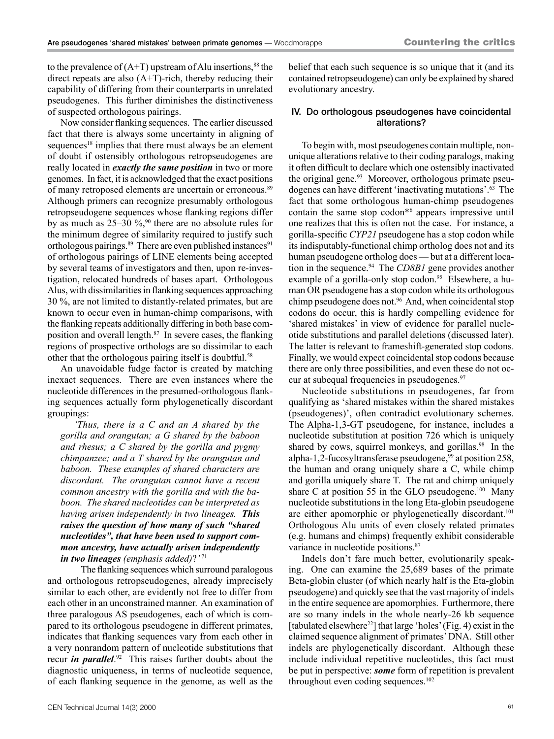to the prevalence of (A+T) upstream of Alu insertions,[88] the direct repeats are also (A+T)-rich, thereby reducing their capability of differing from their counterparts in unrelated pseudogenes. This further diminishes the distinctiveness of suspected orthologous pairings.

Now consider flanking sequences. The earlier discussed fact that there is always some uncertainty in aligning of sequences[18] implies that there must always be an element of doubt if ostensibly orthologous retropseudogenes are really located in ***exactly the same position*** in two or more genomes. In fact, it is acknowledged that the exact positions of many retroposed elements are uncertain or erroneous.[89] Although primers can recognize presumably orthologous retropseudogene sequences whose flanking regions differ by as much as 25–30 %,[90] there are no absolute rules for the minimum degree of similarity required to justify such orthologous pairings.[89] There are even published instances[91] of orthologous pairings of LINE elements being accepted by several teams of investigators and then, upon re-investigation, relocated hundreds of bases apart. Orthologous Alus, with dissimilarities in flanking sequences approaching 30 %, are not limited to distantly-related primates, but are known to occur even in human-chimp comparisons, with the flanking repeats additionally differing in both base composition and overall length.[87] In severe cases, the flanking regions of prospective orthologs are so dissimilar to each other that the orthologous pairing itself is doubtful.[58]

An unavoidable fudge factor is created by matching inexact sequences. There are even instances where the nucleotide differences in the presumed-orthologous flanking sequences actually form phylogenetically discordant groupings:

> *'Thus, there is a C and an A shared by the gorilla and orangutan; a G shared by the baboon and rhesus; a C shared by the gorilla and pygmy chimpanzee; and a T shared by the orangutan and baboon. These examples of shared characters are discordant. The orangutan cannot have a recent common ancestry with the gorilla and with the baboon. The shared nucleotides can be interpreted as having arisen independently in two lineages.* ***This raises the question of how many of such "shared nucleotides", that have been used to support common ancestry, have actually arisen independently in two lineages*** *(emphasis added)?'*[71]

The flanking sequences which surround paralogous and orthologous retropseudogenes, already imprecisely similar to each other, are evidently not free to differ from each other in an unconstrained manner. An examination of three paralogous AS pseudogenes, each of which is compared to its orthologous pseudogene in different primates, indicates that flanking sequences vary from each other in a very nonrandom pattern of nucleotide substitutions that recur ***in parallel***.[92] This raises further doubts about the diagnostic uniqueness, in terms of nucleotide sequence, of each flanking sequence in the genome, as well as the belief that each such sequence is so unique that it (and its contained retropseudogene) can only be explained by shared evolutionary ancestry.

## IV. Do orthologous pseudogenes have coincidental alterations?

To begin with, most pseudogenes contain multiple, non-unique alterations relative to their coding paralogs, making it often difficult to declare which one ostensibly inactivated the original gene.[93] Moreover, orthologous primate pseudogenes can have different 'inactivating mutations'.[63] The fact that some orthologous human-chimp pseudogenes contain the same stop codon*[6] appears impressive until one realizes that this is often not the case. For instance, a gorilla-specific *CYP21* pseudogene has a stop codon while its indisputably-functional chimp ortholog does not and its human pseudogene ortholog does — but at a different location in the sequence.[94] The *CD8B1* gene provides another example of a gorilla-only stop codon.[95] Elsewhere, a human OR pseudogene has a stop codon while its orthologous chimp pseudogene does not.[96] And, when coincidental stop codons do occur, this is hardly compelling evidence for 'shared mistakes' in view of evidence for parallel nucleotide substitutions and parallel deletions (discussed later). The latter is relevant to frameshift-generated stop codons. Finally, we would expect coincidental stop codons because there are only three possibilities, and even these do not occur at subequal frequencies in pseudogenes.[97]

Nucleotide substitutions in pseudogenes, far from qualifying as 'shared mistakes within the shared mistakes (pseudogenes)', often contradict evolutionary schemes. The Alpha-1,3-GT pseudogene, for instance, includes a nucleotide substitution at position 726 which is uniquely shared by cows, squirrel monkeys, and gorillas.[98] In the alpha-1,2-fucosyltransferase pseudogene,[99] at position 258, the human and orang uniquely share a C, while chimp and gorilla uniquely share T. The rat and chimp uniquely share C at position 55 in the GLO pseudogene.[100] Many nucleotide substitutions in the long Eta-globin pseudogene are either apomorphic or phylogenetically discordant.[101] Orthologous Alu units of even closely related primates (e.g. humans and chimps) frequently exhibit considerable variance in nucleotide positions.[87]

Indels don't fare much better, evolutionarily speaking. One can examine the 25,689 bases of the primate Beta-globin cluster (of which nearly half is the Eta-globin pseudogene) and quickly see that the vast majority of indels in the entire sequence are apomorphies. Furthermore, there are so many indels in the whole nearly-26 kb sequence [tabulated elsewhere[22]] that large 'holes' (Fig. 4) exist in the claimed sequence alignment of primates' DNA. Still other indels are phylogenetically discordant. Although these include individual repetitive nucleotides, this fact must be put in perspective: ***some*** form of repetition is prevalent throughout even coding sequences.[102]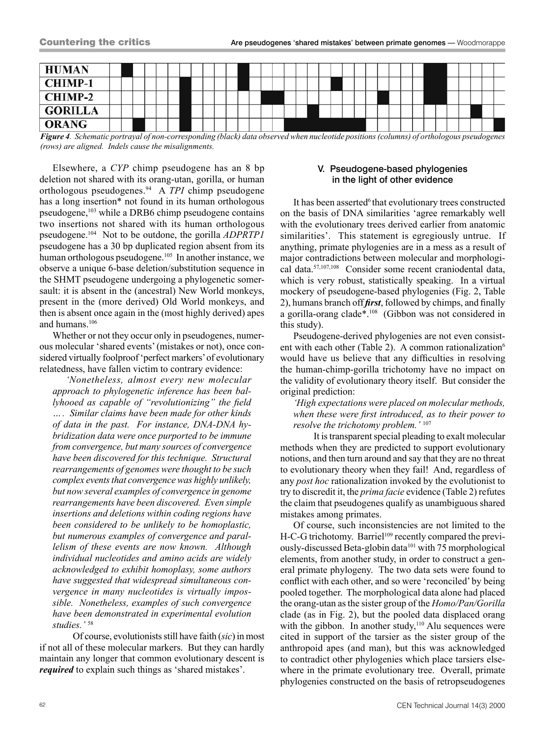*Figure 4. Schematic portrayal of non-corresponding (black) data observed when nucleotide positions (columns) of orthologous pseudogenes (rows) are aligned. Indels cause the misalignments.*

Elsewhere, a *CYP* chimp pseudogene has an 8 bp deletion not shared with its orang-utan, gorilla, or human orthologous pseudogenes.[94] A *TPI* chimp pseudogene has a long insertion* not found in its human orthologous pseudogene,[103] while a DRB6 chimp pseudogene contains two insertions not shared with its human orthologous pseudogene.[104] Not to be outdone, the gorilla *ADPRTP1* pseudogene has a 30 bp duplicated region absent from its human orthologous pseudogene.[105] In another instance, we observe a unique 6-base deletion/substitution sequence in the SHMT pseudogene undergoing a phylogenetic somersault: it is absent in the (ancestral) New World monkeys, present in the (more derived) Old World monkeys, and then is absent once again in the (most highly derived) apes and humans.[106]

Whether or not they occur only in pseudogenes, numerous molecular 'shared events' (mistakes or not), once considered virtually foolproof 'perfect markers' of evolutionary relatedness, have fallen victim to contrary evidence:

> *'Nonetheless, almost every new molecular approach to phylogenetic inference has been ballyhooed as capable of "revolutionizing" the field …. Similar claims have been made for other kinds of data in the past. For instance, DNA-DNA hybridization data were once purported to be immune from convergence, but many sources of convergence have been discovered for this technique. Structural rearrangements of genomes were thought to be such complex events that convergence was highly unlikely, but now several examples of convergence in genome rearrangements have been discovered. Even simple insertions and deletions within coding regions have been considered to be unlikely to be homoplastic, but numerous examples of convergence and parallelism of these events are now known. Although individual nucleotides and amino acids are widely acknowledged to exhibit homoplasy, some authors have suggested that widespread simultaneous convergence in many nucleotides is virtually impossible. Nonetheless, examples of such convergence have been demonstrated in experimental evolution studies.'* [58]

Of course, evolutionists still have faith (*sic*) in most if not all of these molecular markers. But they can hardly maintain any longer that common evolutionary descent is ***required*** to explain such things as 'shared mistakes'.

## V. Pseudogene-based phylogenies in the light of other evidence

It has been asserted[6] that evolutionary trees constructed on the basis of DNA similarities 'agree remarkably well with the evolutionary trees derived earlier from anatomic similarities'. This statement is egregiously untrue. If anything, primate phylogenies are in a mess as a result of major contradictions between molecular and morphological data.[57,107,108] Consider some recent craniodental data, which is very robust, statistically speaking. In a virtual mockery of pseudogene-based phylogenies (Fig. 2, Table 2), humans branch off ***first***, followed by chimps, and finally a gorilla-orang clade*.[108] (Gibbon was not considered in this study).

Pseudogene-derived phylogenies are not even consistent with each other (Table 2). A common rationalization[6] would have us believe that any difficulties in resolving the human-chimp-gorilla trichotomy have no impact on the validity of evolutionary theory itself. But consider the original prediction:

> *'High expectations were placed on molecular methods, when these were first introduced, as to their power to resolve the trichotomy problem.'* [107]

It is transparent special pleading to exalt molecular methods when they are predicted to support evolutionary notions, and then turn around and say that they are no threat to evolutionary theory when they fail! And, regardless of any *post hoc* rationalization invoked by the evolutionist to try to discredit it, the *prima facie* evidence (Table 2) refutes the claim that pseudogenes qualify as unambiguous shared mistakes among primates.

Of course, such inconsistencies are not limited to the H-C-G trichotomy. Barriel[109] recently compared the previously-discussed Beta-globin data[101] with 75 morphological elements, from another study, in order to construct a general primate phylogeny. The two data sets were found to conflict with each other, and so were 'reconciled' by being pooled together. The morphological data alone had placed the orang-utan as the sister group of the *Homo/Pan/Gorilla* clade (as in Fig. 2), but the pooled data displaced orang with the gibbon. In another study,[110] Alu sequences were cited in support of the tarsier as the sister group of the anthropoid apes (and man), but this was acknowledged to contradict other phylogenies which place tarsiers elsewhere in the primate evolutionary tree. Overall, primate phylogenies constructed on the basis of retropseudogenes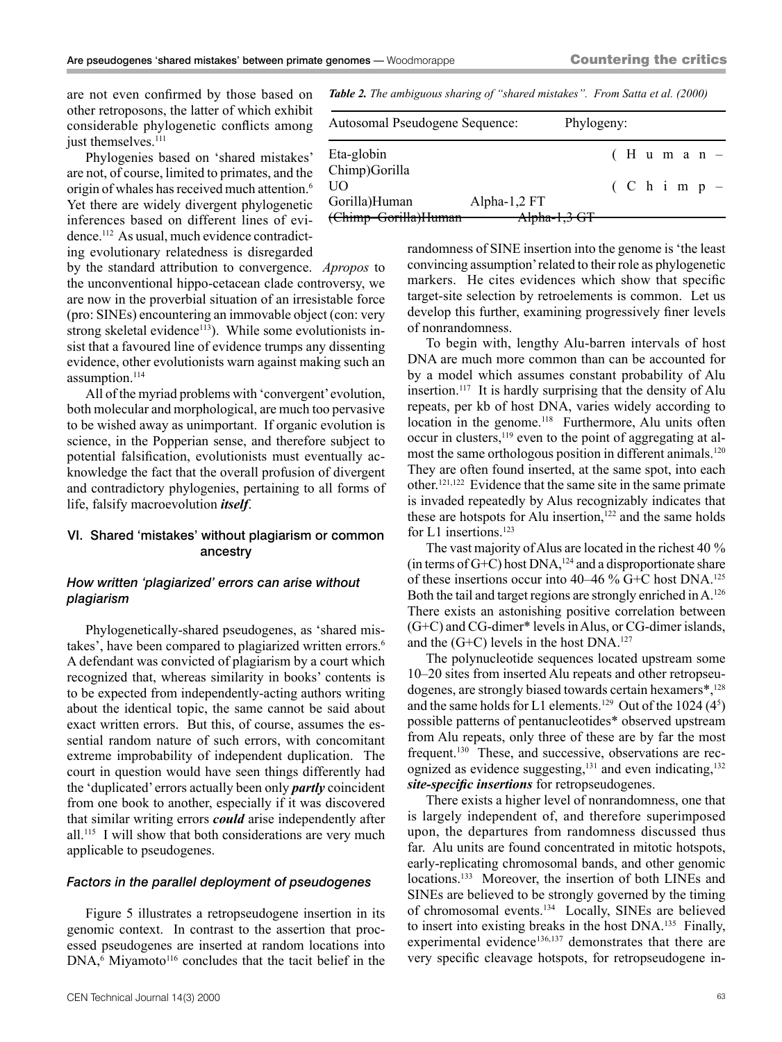are not even confirmed by those based on other retroposons, the latter of which exhibit considerable phylogenetic conflicts among just themselves.[111]

Phylogenies based on 'shared mistakes' are not, of course, limited to primates, and the origin of whales has received much attention.[6] Yet there are widely divergent phylogenetic inferences based on different lines of evidence.[112] As usual, much evidence contradicting evolutionary relatedness is disregarded by the standard attribution to convergence. *Apropos* to the unconventional hippo-cetacean clade controversy, we are now in the proverbial situation of an irresistable force (pro: SINEs) encountering an immovable object (con: very strong skeletal evidence[113]). While some evolutionists insist that a favoured line of evidence trumps any dissenting evidence, other evolutionists warn against making such an assumption.[114]

All of the myriad problems with 'convergent' evolution, both molecular and morphological, are much too pervasive to be wished away as unimportant. If organic evolution is science, in the Popperian sense, and therefore subject to potential falsification, evolutionists must eventually acknowledge the fact that the overall profusion of divergent and contradictory phylogenies, pertaining to all forms of life, falsify macroevolution ***itself***.

## VI. Shared 'mistakes' without plagiarism or common ancestry

### *How written 'plagiarized' errors can arise without plagiarism*

Phylogenetically-shared pseudogenes, as 'shared mistakes', have been compared to plagiarized written errors.[6] A defendant was convicted of plagiarism by a court which recognized that, whereas similarity in books' contents is to be expected from independently-acting authors writing about the identical topic, the same cannot be said about exact written errors. But this, of course, assumes the essential random nature of such errors, with concomitant extreme improbability of independent duplication. The court in question would have seen things differently had the 'duplicated' errors actually been only ***partly*** coincident from one book to another, especially if it was discovered that similar writing errors ***could*** arise independently after all.[115] I will show that both considerations are very much applicable to pseudogenes.

### *Factors in the parallel deployment of pseudogenes*

Figure 5 illustrates a retropseudogene insertion in its genomic context. In contrast to the assertion that processed pseudogenes are inserted at random locations into DNA,[6] Miyamoto[116] concludes that the tacit belief in the

***Table 2.** The ambiguous sharing of "shared mistakes". From Satta et al. (2000)*

| Autosomal Pseudogene Sequence: | Phylogeny: |
|---|---|
| Eta-globin | (Human–Chimp)Gorilla |
| UO | (Chimp–Gorilla)Human |
| Alpha-1,2 FT | (Chimp–Gorilla)Human |
| Alpha-1,3 GT | |

randomness of SINE insertion into the genome is 'the least convincing assumption' related to their role as phylogenetic markers. He cites evidences which show that specific target-site selection by retroelements is common. Let us develop this further, examining progressively finer levels of nonrandomness.

To begin with, lengthy Alu-barren intervals of host DNA are much more common than can be accounted for by a model which assumes constant probability of Alu insertion.[117] It is hardly surprising that the density of Alu repeats, per kb of host DNA, varies widely according to location in the genome.[118] Furthermore, Alu units often occur in clusters,[119] even to the point of aggregating at almost the same orthologous position in different animals.[120] They are often found inserted, at the same spot, into each other.[121,122] Evidence that the same site in the same primate is invaded repeatedly by Alus recognizably indicates that these are hotspots for Alu insertion,[122] and the same holds for L1 insertions.[123]

The vast majority of Alus are located in the richest 40 % (in terms of G+C) host DNA,[124] and a disproportionate share of these insertions occur into 40–46 % G+C host DNA.[125] Both the tail and target regions are strongly enriched in A.[126] There exists an astonishing positive correlation between (G+C) and CG-dimer* levels in Alus, or CG-dimer islands, and the (G+C) levels in the host DNA.[127]

The polynucleotide sequences located upstream some 10–20 sites from inserted Alu repeats and other retropseudogenes, are strongly biased towards certain hexamers*,[128] and the same holds for L1 elements.[129] Out of the 1024 ($4^5$) possible patterns of pentanucleotides* observed upstream from Alu repeats, only three of these are by far the most frequent.[130] These, and successive, observations are recognized as evidence suggesting,[131] and even indicating,[132] ***site-specific insertions*** for retropseudogenes.

There exists a higher level of nonrandomness, one that is largely independent of, and therefore superimposed upon, the departures from randomness discussed thus far. Alu units are found concentrated in mitotic hotspots, early-replicating chromosomal bands, and other genomic locations.[133] Moreover, the insertion of both LINEs and SINEs are believed to be strongly governed by the timing of chromosomal events.[134] Locally, SINEs are believed to insert into existing breaks in the host DNA.[135] Finally, experimental evidence[136,137] demonstrates that there are very specific cleavage hotspots, for retropseudogene in-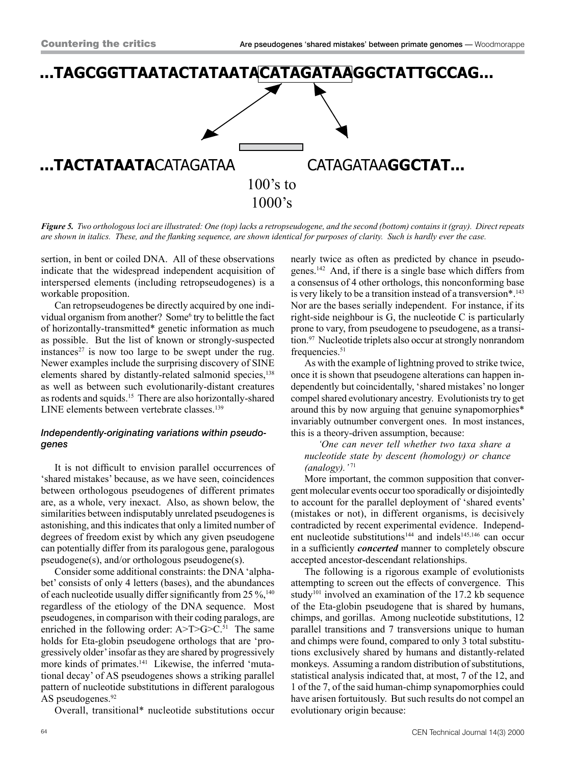**...TAGCGGTTAATACTATAATACATAGATAAGGCTATTGCCAG...**

**...TACTATAATA**CATAGATAA CATAGATAA**GGCTAT...**

100's to 1000's

*Figure 5. Two orthologous loci are illustrated: One (top) lacks a retropseudogene, and the second (bottom) contains it (gray). Direct repeats are shown in italics. These, and the flanking sequence, are shown identical for purposes of clarity. Such is hardly ever the case.*

sertion, in bent or coiled DNA. All of these observations indicate that the widespread independent acquisition of interspersed elements (including retropseudogenes) is a workable proposition.

Can retropseudogenes be directly acquired by one individual organism from another? Some[6] try to belittle the fact of horizontally-transmitted* genetic information as much as possible. But the list of known or strongly-suspected instances[27] is now too large to be swept under the rug. Newer examples include the surprising discovery of SINE elements shared by distantly-related salmonid species,[138] as well as between such evolutionarily-distant creatures as rodents and squids.[15] There are also horizontally-shared LINE elements between vertebrate classes.[139]

### *Independently-originating variations within pseudogenes*

It is not difficult to envision parallel occurrences of 'shared mistakes' because, as we have seen, coincidences between orthologous pseudogenes of different primates are, as a whole, very inexact. Also, as shown below, the similarities between indisputably unrelated pseudogenes is astonishing, and this indicates that only a limited number of degrees of freedom exist by which any given pseudogene can potentially differ from its paralogous gene, paralogous pseudogene(s), and/or orthologous pseudogene(s).

Consider some additional constraints: the DNA 'alphabet' consists of only 4 letters (bases), and the abundances of each nucleotide usually differ significantly from 25 %,[140] regardless of the etiology of the DNA sequence. Most pseudogenes, in comparison with their coding paralogs, are enriched in the following order: A>T>G>C.[51] The same holds for Eta-globin pseudogene orthologs that are 'progressively older' insofar as they are shared by progressively more kinds of primates.[141] Likewise, the inferred 'mutational decay' of AS pseudogenes shows a striking parallel pattern of nucleotide substitutions in different paralogous AS pseudogenes.[92]

Overall, transitional* nucleotide substitutions occur nearly twice as often as predicted by chance in pseudogenes.[142] And, if there is a single base which differs from a consensus of 4 other orthologs, this nonconforming base is very likely to be a transition instead of a transversion*.[143] Nor are the bases serially independent. For instance, if its right-side neighbour is G, the nucleotide C is particularly prone to vary, from pseudogene to pseudogene, as a transition.[97] Nucleotide triplets also occur at strongly nonrandom frequencies.[51]

As with the example of lightning proved to strike twice, once it is shown that pseudogene alterations can happen independently but coincidentally, 'shared mistakes' no longer compel shared evolutionary ancestry. Evolutionists try to get around this by now arguing that genuine synapomorphies* invariably outnumber convergent ones. In most instances, this is a theory-driven assumption, because:

> *'One can never tell whether two taxa share a nucleotide state by descent (homology) or chance (analogy).'*[71]

More important, the common supposition that convergent molecular events occur too sporadically or disjointedly to account for the parallel deployment of 'shared events' (mistakes or not), in different organisms, is decisively contradicted by recent experimental evidence. Independent nucleotide substitutions[144] and indels[145,146] can occur in a sufficiently ***concerted*** manner to completely obscure accepted ancestor-descendant relationships.

The following is a rigorous example of evolutionists attempting to screen out the effects of convergence. This study[101] involved an examination of the 17.2 kb sequence of the Eta-globin pseudogene that is shared by humans, chimps, and gorillas. Among nucleotide substitutions, 12 parallel transitions and 7 transversions unique to human and chimps were found, compared to only 3 total substitutions exclusively shared by humans and distantly-related monkeys. Assuming a random distribution of substitutions, statistical analysis indicated that, at most, 7 of the 12, and 1 of the 7, of the said human-chimp synapomorphies could have arisen fortuitously. But such results do not compel an evolutionary origin because: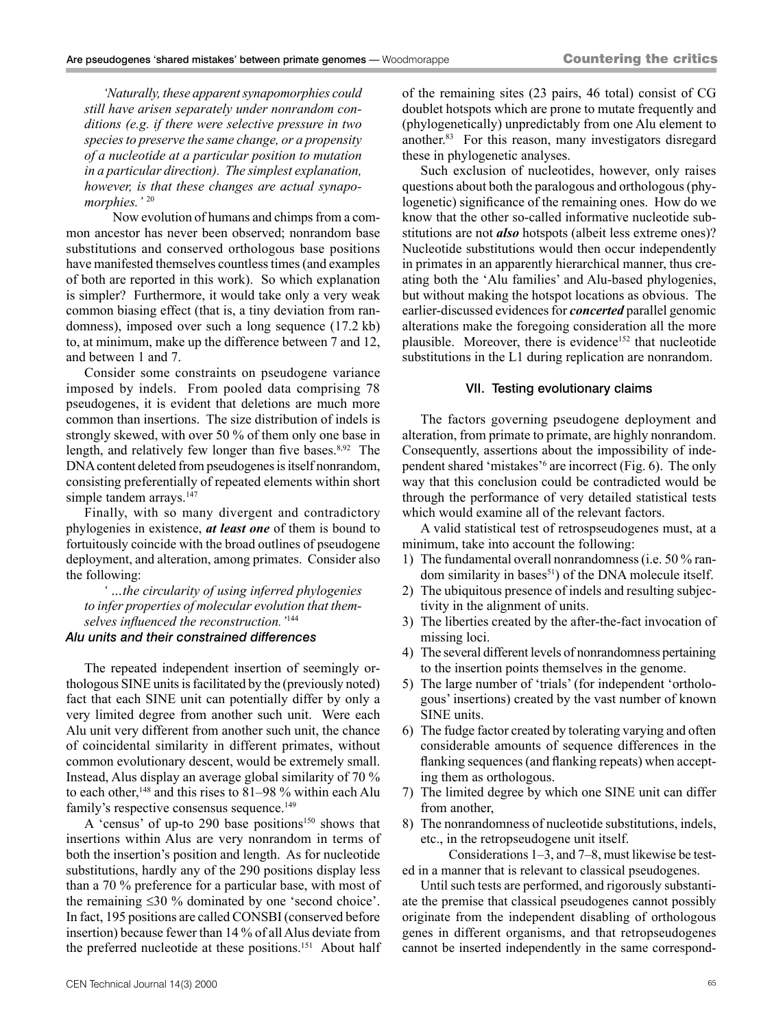*'Naturally, these apparent synapomorphies could still have arisen separately under nonrandom conditions (e.g. if there were selective pressure in two species to preserve the same change, or a propensity of a nucleotide at a particular position to mutation in a particular direction). The simplest explanation, however, is that these changes are actual synapomorphies.'* [20]

Now evolution of humans and chimps from a common ancestor has never been observed; nonrandom base substitutions and conserved orthologous base positions have manifested themselves countless times (and examples of both are reported in this work). So which explanation is simpler? Furthermore, it would take only a very weak common biasing effect (that is, a tiny deviation from randomness), imposed over such a long sequence (17.2 kb) to, at minimum, make up the difference between 7 and 12, and between 1 and 7.

Consider some constraints on pseudogene variance imposed by indels. From pooled data comprising 78 pseudogenes, it is evident that deletions are much more common than insertions. The size distribution of indels is strongly skewed, with over 50 % of them only one base in length, and relatively few longer than five bases.[8,92] The DNA content deleted from pseudogenes is itself nonrandom, consisting preferentially of repeated elements within short simple tandem arrays.[147]

Finally, with so many divergent and contradictory phylogenies in existence, ***at least one*** of them is bound to fortuitously coincide with the broad outlines of pseudogene deployment, and alteration, among primates. Consider also the following:

*' ...the circularity of using inferred phylogenies to infer properties of molecular evolution that themselves influenced the reconstruction.'*[144]

### *Alu units and their constrained differences*

The repeated independent insertion of seemingly orthologous SINE units is facilitated by the (previously noted) fact that each SINE unit can potentially differ by only a very limited degree from another such unit. Were each Alu unit very different from another such unit, the chance of coincidental similarity in different primates, without common evolutionary descent, would be extremely small. Instead, Alus display an average global similarity of 70 % to each other,[148] and this rises to 81–98 % within each Alu family's respective consensus sequence.[149]

A 'census' of up-to 290 base positions[150] shows that insertions within Alus are very nonrandom in terms of both the insertion's position and length. As for nucleotide substitutions, hardly any of the 290 positions display less than a 70 % preference for a particular base, with most of the remaining ≤30 % dominated by one 'second choice'. In fact, 195 positions are called CONSBI (conserved before insertion) because fewer than 14 % of all Alus deviate from the preferred nucleotide at these positions.[151] About half of the remaining sites (23 pairs, 46 total) consist of CG doublet hotspots which are prone to mutate frequently and (phylogenetically) unpredictably from one Alu element to another.[83] For this reason, many investigators disregard these in phylogenetic analyses.

Such exclusion of nucleotides, however, only raises questions about both the paralogous and orthologous (phylogenetic) significance of the remaining ones. How do we know that the other so-called informative nucleotide substitutions are not ***also*** hotspots (albeit less extreme ones)? Nucleotide substitutions would then occur independently in primates in an apparently hierarchical manner, thus creating both the 'Alu families' and Alu-based phylogenies, but without making the hotspot locations as obvious. The earlier-discussed evidences for ***concerted*** parallel genomic alterations make the foregoing consideration all the more plausible. Moreover, there is evidence[152] that nucleotide substitutions in the L1 during replication are nonrandom.

## VII. Testing evolutionary claims

The factors governing pseudogene deployment and alteration, from primate to primate, are highly nonrandom. Consequently, assertions about the impossibility of independent shared 'mistakes'[6] are incorrect (Fig. 6). The only way that this conclusion could be contradicted would be through the performance of very detailed statistical tests which would examine all of the relevant factors.

A valid statistical test of retrospseudogenes must, at a minimum, take into account the following:

1) The fundamental overall nonrandomness (i.e. 50 % random similarity in bases[51]) of the DNA molecule itself.
2) The ubiquitous presence of indels and resulting subjectivity in the alignment of units.
3) The liberties created by the after-the-fact invocation of missing loci.
4) The several different levels of nonrandomness pertaining to the insertion points themselves in the genome.
5) The large number of 'trials' (for independent 'orthologous' insertions) created by the vast number of known SINE units.
6) The fudge factor created by tolerating varying and often considerable amounts of sequence differences in the flanking sequences (and flanking repeats) when accepting them as orthologous.
7) The limited degree by which one SINE unit can differ from another,
8) The nonrandomness of nucleotide substitutions, indels, etc., in the retropseudogene unit itself.

Considerations 1–3, and 7–8, must likewise be tested in a manner that is relevant to classical pseudogenes.

Until such tests are performed, and rigorously substantiate the premise that classical pseudogenes cannot possibly originate from the independent disabling of orthologous genes in different organisms, and that retropseudogenes cannot be inserted independently in the same correspond-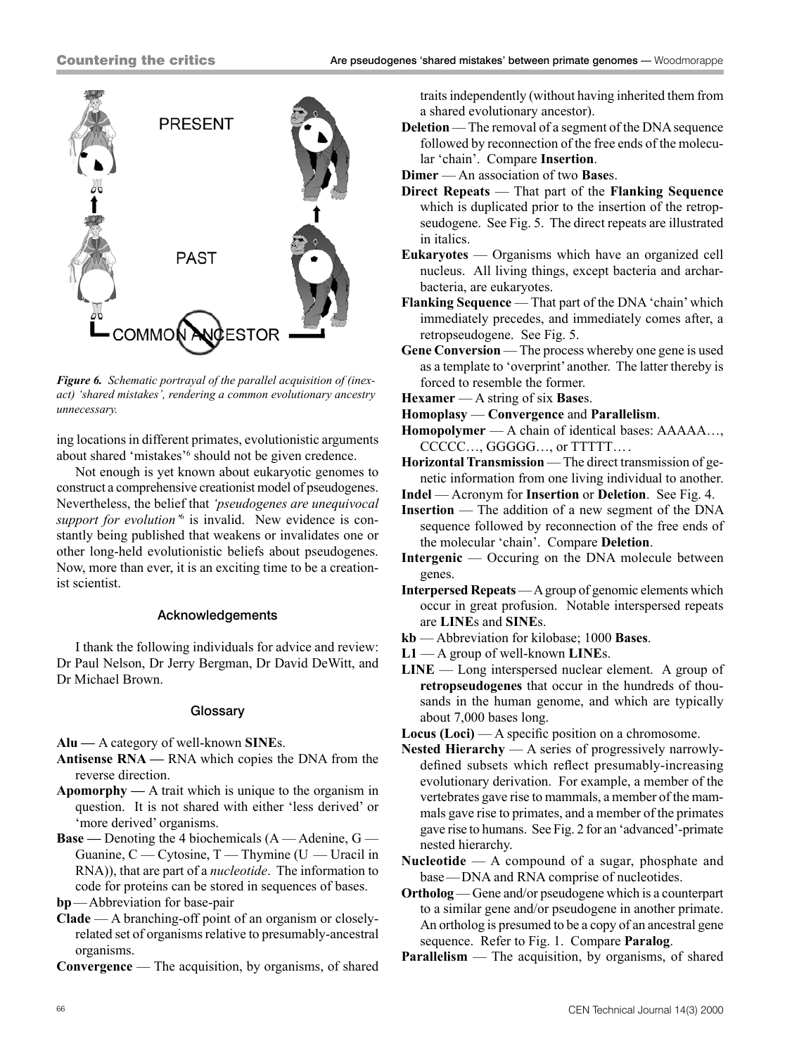*Figure 6. Schematic portrayal of the parallel acquisition of (inexact) 'shared mistakes', rendering a common evolutionary ancestry unnecessary.*

ing locations in different primates, evolutionistic arguments about shared 'mistakes'[6] should not be given credence.

Not enough is yet known about eukaryotic genomes to construct a comprehensive creationist model of pseudogenes. Nevertheless, the belief that *'pseudogenes are unequivocal support for evolution'*[6] is invalid. New evidence is constantly being published that weakens or invalidates one or other long-held evolutionistic beliefs about pseudogenes. Now, more than ever, it is an exciting time to be a creationist scientist.

## Acknowledgements

I thank the following individuals for advice and review: Dr Paul Nelson, Dr Jerry Bergman, Dr David DeWitt, and Dr Michael Brown.

## Glossary

**Alu —** A category of well-known **SINE**s.

**Antisense RNA —** RNA which copies the DNA from the reverse direction.

**Apomorphy —** A trait which is unique to the organism in question. It is not shared with either 'less derived' or 'more derived' organisms.

**Base —** Denoting the 4 biochemicals (A — Adenine, G — Guanine, C — Cytosine, T — Thymine (U — Uracil in RNA)), that are part of a *nucleotide*. The information to code for proteins can be stored in sequences of bases.

**bp** — Abbreviation for base-pair

**Clade** — A branching-off point of an organism or closely-related set of organisms relative to presumably-ancestral organisms.

**Convergence** — The acquisition, by organisms, of shared traits independently (without having inherited them from a shared evolutionary ancestor).

**Deletion** — The removal of a segment of the DNA sequence followed by reconnection of the free ends of the molecular 'chain'. Compare **Insertion**.

**Dimer** — An association of two **Base**s.

**Direct Repeats** — That part of the **Flanking Sequence** which is duplicated prior to the insertion of the retropseudogene. See Fig. 5. The direct repeats are illustrated in italics.

**Eukaryotes** — Organisms which have an organized cell nucleus. All living things, except bacteria and archarbacteria, are eukaryotes.

**Flanking Sequence** — That part of the DNA 'chain' which immediately precedes, and immediately comes after, a retropseudogene. See Fig. 5.

**Gene Conversion** — The process whereby one gene is used as a template to 'overprint' another. The latter thereby is forced to resemble the former.

**Hexamer** — A string of six **Base**s.

**Homoplasy** — **Convergence** and **Parallelism**.

**Homopolymer** — A chain of identical bases: AAAAA…, CCCCC…, GGGGG…, or TTTTT… .

**Horizontal Transmission** — The direct transmission of genetic information from one living individual to another.

**Indel** — Acronym for **Insertion** or **Deletion**. See Fig. 4.

**Insertion** — The addition of a new segment of the DNA sequence followed by reconnection of the free ends of the molecular 'chain'. Compare **Deletion**.

**Intergenic** — Occuring on the DNA molecule between genes.

**Interpersed Repeats** — A group of genomic elements which occur in great profusion. Notable interspersed repeats are **LINE**s and **SINE**s.

**kb** — Abbreviation for kilobase; 1000 **Bases**.

**L1** — A group of well-known **LINE**s.

**LINE** — Long interspersed nuclear element. A group of **retropseudogenes** that occur in the hundreds of thousands in the human genome, and which are typically about 7,000 bases long.

**Locus (Loci)** — A specific position on a chromosome.

**Nested Hierarchy** — A series of progressively narrowly-defined subsets which reflect presumably-increasing evolutionary derivation. For example, a member of the vertebrates gave rise to mammals, a member of the mammals gave rise to primates, and a member of the primates gave rise to humans. See Fig. 2 for an 'advanced'-primate nested hierarchy.

**Nucleotide** — A compound of a sugar, phosphate and base — DNA and RNA comprise of nucleotides.

**Ortholog** — Gene and/or pseudogene which is a counterpart to a similar gene and/or pseudogene in another primate. An ortholog is presumed to be a copy of an ancestral gene sequence. Refer to Fig. 1. Compare **Paralog**.

**Parallelism** — The acquisition, by organisms, of shared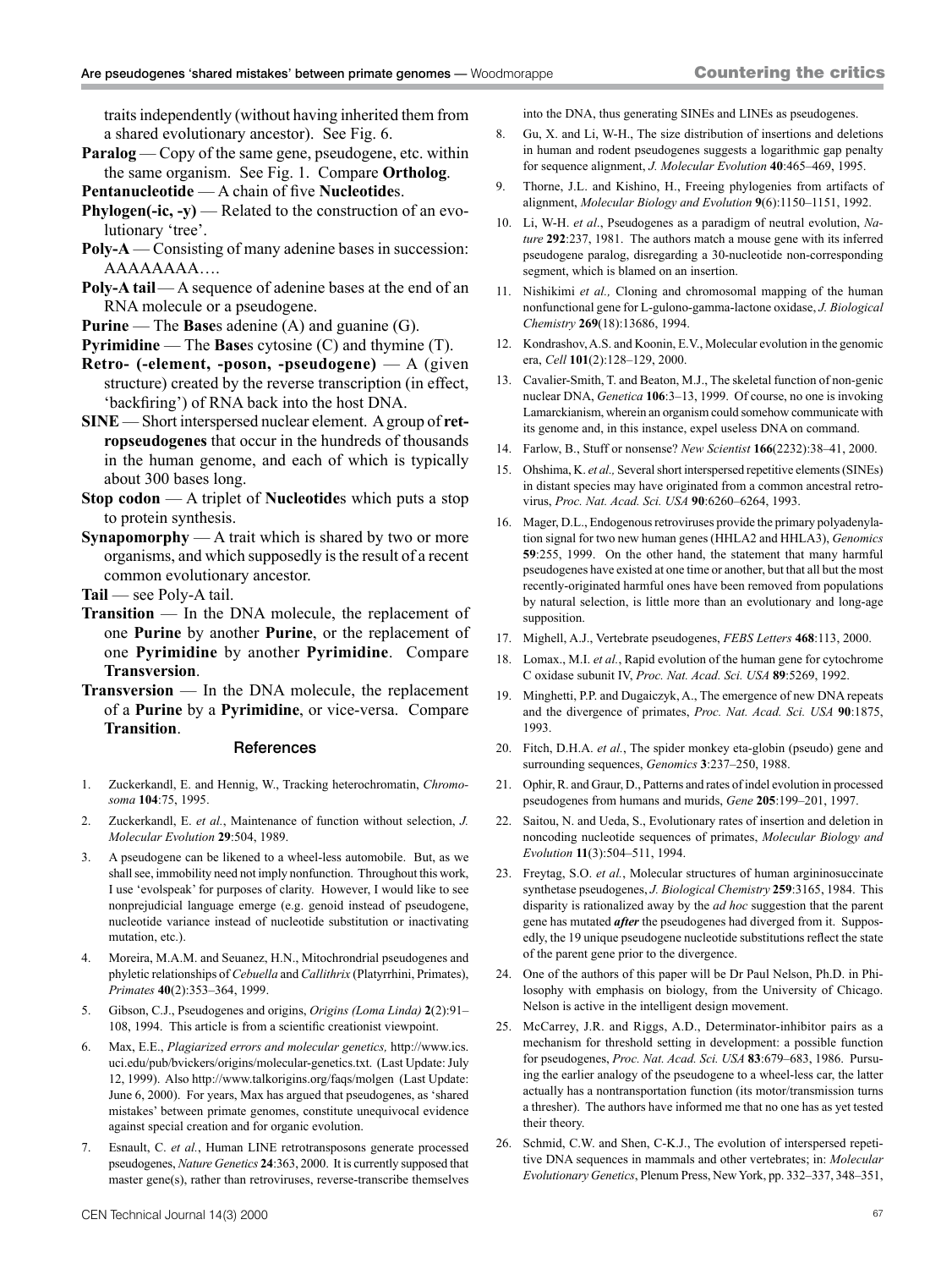traits independently (without having inherited them from a shared evolutionary ancestor). See Fig. 6.

**Paralog** — Copy of the same gene, pseudogene, etc. within the same organism. See Fig. 1. Compare **Ortholog**.

**Pentanucleotide** — A chain of five **Nucleotide**s.

**Phylogen(-ic, -y)** — Related to the construction of an evolutionary 'tree'.

**Poly-A** — Consisting of many adenine bases in succession: AAAAAAAA….

**Poly-A tail** — A sequence of adenine bases at the end of an RNA molecule or a pseudogene.

**Purine** — The **Base**s adenine (A) and guanine (G).

**Pyrimidine** — The **Base**s cytosine (C) and thymine (T).

**Retro- (-element, -poson, -pseudogene)** — A (given structure) created by the reverse transcription (in effect, 'backfiring') of RNA back into the host DNA.

**SINE** — Short interspersed nuclear element. A group of **retropseudogenes** that occur in the hundreds of thousands in the human genome, and each of which is typically about 300 bases long.

**Stop codon** — A triplet of **Nucleotide**s which puts a stop to protein synthesis.

**Synapomorphy** — A trait which is shared by two or more organisms, and which supposedly is the result of a recent common evolutionary ancestor.

**Tail** — see Poly-A tail.

**Transition** — In the DNA molecule, the replacement of one **Purine** by another **Purine**, or the replacement of one **Pyrimidine** by another **Pyrimidine**. Compare **Transversion**.

**Transversion** — In the DNA molecule, the replacement of a **Purine** by a **Pyrimidine**, or vice-versa. Compare **Transition**.

## References

1. Zuckerkandl, E. and Hennig, W., Tracking heterochromatin, *Chromosoma* **104**:75, 1995.
2. Zuckerkandl, E. *et al.*, Maintenance of function without selection, *J. Molecular Evolution* **29**:504, 1989.
3. A pseudogene can be likened to a wheel-less automobile. But, as we shall see, immobility need not imply nonfunction. Throughout this work, I use 'evolspeak' for purposes of clarity. However, I would like to see nonprejudicial language emerge (e.g. genoid instead of pseudogene, nucleotide variance instead of nucleotide substitution or inactivating mutation, etc.).
4. Moreira, M.A.M. and Seuanez, H.N., Mitochrondrial pseudogenes and phyletic relationships of *Cebuella* and *Callithrix* (Platyrrhini, Primates), *Primates* **40**(2):353–364, 1999.
5. Gibson, C.J., Pseudogenes and origins, *Origins (Loma Linda)* **2**(2):91–108, 1994. This article is from a scientific creationist viewpoint.
6. Max, E.E., *Plagiarized errors and molecular genetics,* http://www.ics.uci.edu/pub/bvickers/origins/molecular-genetics.txt. (Last Update: July 12, 1999). Also http://www.talkorigins.org/faqs/molgen (Last Update: June 6, 2000). For years, Max has argued that pseudogenes, as 'shared mistakes' between primate genomes, constitute unequivocal evidence against special creation and for organic evolution.
7. Esnault, C. *et al.*, Human LINE retrotransposons generate processed pseudogenes, *Nature Genetics* **24**:363, 2000. It is currently supposed that master gene(s), rather than retroviruses, reverse-transcribe themselves into the DNA, thus generating SINEs and LINEs as pseudogenes.
8. Gu, X. and Li, W-H., The size distribution of insertions and deletions in human and rodent pseudogenes suggests a logarithmic gap penalty for sequence alignment, *J. Molecular Evolution* **40**:465–469, 1995.
9. Thorne, J.L. and Kishino, H., Freeing phylogenies from artifacts of alignment, *Molecular Biology and Evolution* **9**(6):1150–1151, 1992.
10. Li, W-H. *et al*., Pseudogenes as a paradigm of neutral evolution, *Nature* **292**:237, 1981. The authors match a mouse gene with its inferred pseudogene paralog, disregarding a 30-nucleotide non-corresponding segment, which is blamed on an insertion.
11. Nishikimi *et al.,* Cloning and chromosomal mapping of the human nonfunctional gene for L-gulono-gamma-lactone oxidase, *J. Biological Chemistry* **269**(18):13686, 1994.
12. Kondrashov, A.S. and Koonin, E.V., Molecular evolution in the genomic era, *Cell* **101**(2):128–129, 2000.
13. Cavalier-Smith, T. and Beaton, M.J., The skeletal function of non-genic nuclear DNA, *Genetica* **106**:3–13, 1999. Of course, no one is invoking Lamarckianism, wherein an organism could somehow communicate with its genome and, in this instance, expel useless DNA on command.
14. Farlow, B., Stuff or nonsense? *New Scientist* **166**(2232):38–41, 2000.
15. Ohshima, K. *et al.,* Several short interspersed repetitive elements (SINEs) in distant species may have originated from a common ancestral retrovirus, *Proc. Nat. Acad. Sci. USA* **90**:6260–6264, 1993.
16. Mager, D.L., Endogenous retroviruses provide the primary polyadenylation signal for two new human genes (HHLA2 and HHLA3), *Genomics* **59**:255, 1999. On the other hand, the statement that many harmful pseudogenes have existed at one time or another, but that all but the most recently-originated harmful ones have been removed from populations by natural selection, is little more than an evolutionary and long-age supposition.
17. Mighell, A.J., Vertebrate pseudogenes, *FEBS Letters* **468**:113, 2000.
18. Lomax., M.I. *et al.*, Rapid evolution of the human gene for cytochrome C oxidase subunit IV, *Proc. Nat. Acad. Sci. USA* **89**:5269, 1992.
19. Minghetti, P.P. and Dugaiczyk, A., The emergence of new DNA repeats and the divergence of primates, *Proc. Nat. Acad. Sci. USA* **90**:1875, 1993.
20. Fitch, D.H.A. *et al.*, The spider monkey eta-globin (pseudo) gene and surrounding sequences, *Genomics* **3**:237–250, 1988.
21. Ophir, R. and Graur, D., Patterns and rates of indel evolution in processed pseudogenes from humans and murids, *Gene* **205**:199–201, 1997.
22. Saitou, N. and Ueda, S., Evolutionary rates of insertion and deletion in noncoding nucleotide sequences of primates, *Molecular Biology and Evolution* **11**(3):504–511, 1994.
23. Freytag, S.O. *et al.*, Molecular structures of human argininosuccinate synthetase pseudogenes, *J. Biological Chemistry* **259**:3165, 1984. This disparity is rationalized away by the *ad hoc* suggestion that the parent gene has mutated ***after*** the pseudogenes had diverged from it. Supposedly, the 19 unique pseudogene nucleotide substitutions reflect the state of the parent gene prior to the divergence.
24. One of the authors of this paper will be Dr Paul Nelson, Ph.D. in Philosophy with emphasis on biology, from the University of Chicago. Nelson is active in the intelligent design movement.
25. McCarrey, J.R. and Riggs, A.D., Determinator-inhibitor pairs as a mechanism for threshold setting in development: a possible function for pseudogenes, *Proc. Nat. Acad. Sci. USA* **83**:679–683, 1986. Pursuing the earlier analogy of the pseudogene to a wheel-less car, the latter actually has a nontransportation function (its motor/transmission turns a thresher). The authors have informed me that no one has as yet tested their theory.
26. Schmid, C.W. and Shen, C-K.J., The evolution of interspersed repetitive DNA sequences in mammals and other vertebrates; in: *Molecular Evolutionary Genetics*, Plenum Press, New York, pp. 332–337, 348–351,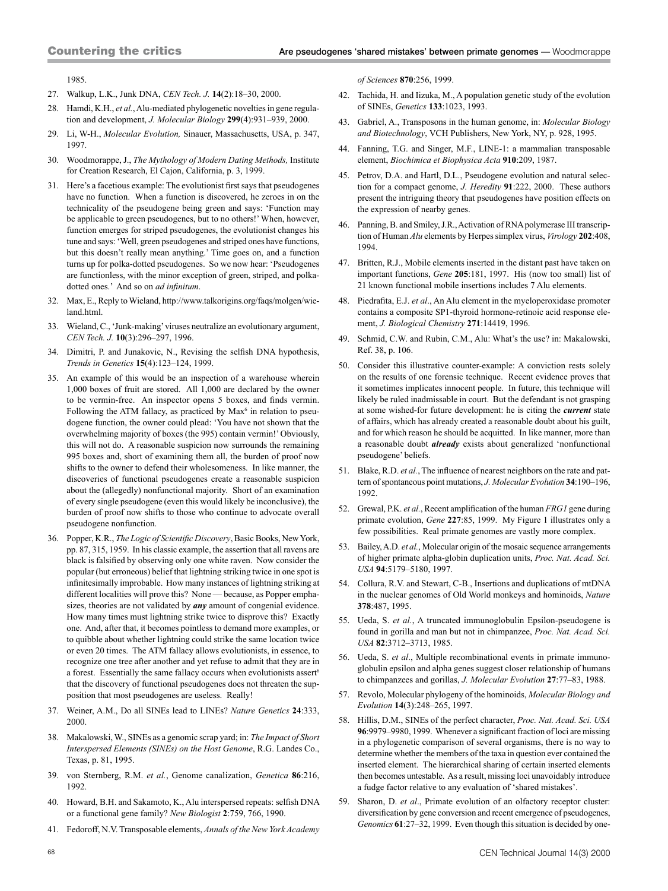1985.

27. Walkup, L.K., Junk DNA, *CEN Tech. J.* **14**(2):18–30, 2000.
28. Hamdi, K.H., *et al.*, Alu-mediated phylogenetic novelties in gene regulation and development, *J. Molecular Biology* **299**(4):931–939, 2000.
29. Li, W-H., *Molecular Evolution,* Sinauer, Massachusetts, USA, p. 347, 1997.
30. Woodmorappe, J., *The Mythology of Modern Dating Methods,* Institute for Creation Research, El Cajon, California, p. 3, 1999.
31. Here's a facetious example: The evolutionist first says that pseudogenes have no function. When a function is discovered, he zeroes in on the technicality of the pseudogene being green and says: 'Function may be applicable to green pseudogenes, but to no others!' When, however, function emerges for striped pseudogenes, the evolutionist changes his tune and says: 'Well, green pseudogenes and striped ones have functions, but this doesn't really mean anything.' Time goes on, and a function turns up for polka-dotted pseudogenes. So we now hear: 'Pseudogenes are functionless, with the minor exception of green, striped, and polka-dotted ones.' And so on *ad infinitum*.
32. Max, E., Reply to Wieland, http://www.talkorigins.org/faqs/molgen/wieland.html.
33. Wieland, C., 'Junk-making' viruses neutralize an evolutionary argument, *CEN Tech. J.* **10**(3):296–297, 1996.
34. Dimitri, P. and Junakovic, N., Revising the selfish DNA hypothesis, *Trends in Genetics* **15**(4):123–124, 1999.
35. An example of this would be an inspection of a warehouse wherein 1,000 boxes of fruit are stored. All 1,000 are declared by the owner to be vermin-free. An inspector opens 5 boxes, and finds vermin. Following the ATM fallacy, as practiced by Max[6] in relation to pseudogene function, the owner could plead: 'You have not shown that the overwhelming majority of boxes (the 995) contain vermin!' Obviously, this will not do. A reasonable suspicion now surrounds the remaining 995 boxes and, short of examining them all, the burden of proof now shifts to the owner to defend their wholesomeness. In like manner, the discoveries of functional pseudogenes create a reasonable suspicion about the (allegedly) nonfunctional majority. Short of an examination of every single pseudogene (even this would likely be inconclusive), the burden of proof now shifts to those who continue to advocate overall pseudogene nonfunction.
36. Popper, K.R., *The Logic of Scientific Discovery*, Basic Books, New York, pp. 87, 315, 1959. In his classic example, the assertion that all ravens are black is falsified by observing only one white raven. Now consider the popular (but erroneous) belief that lightning striking twice in one spot is infinitesimally improbable. How many instances of lightning striking at different localities will prove this? None — because, as Popper emphasizes, theories are not validated by ***any*** amount of congenial evidence. How many times must lightning strike twice to disprove this? Exactly one. And, after that, it becomes pointless to demand more examples, or to quibble about whether lightning could strike the same location twice or even 20 times. The ATM fallacy allows evolutionists, in essence, to recognize one tree after another and yet refuse to admit that they are in a forest. Essentially the same fallacy occurs when evolutionists assert[6] that the discovery of functional pseudogenes does not threaten the supposition that most pseudogenes are useless. Really!
37. Weiner, A.M., Do all SINEs lead to LINEs? *Nature Genetics* **24**:333, 2000.
38. Makalowski, W., SINEs as a genomic scrap yard; in: *The Impact of Short Interspersed Elements (SINEs) on the Host Genome*, R.G. Landes Co., Texas, p. 81, 1995.
39. von Sternberg, R.M. *et al.*, Genome canalization, *Genetica* **86**:216, 1992.
40. Howard, B.H. and Sakamoto, K., Alu interspersed repeats: selfish DNA or a functional gene family? *New Biologist* **2**:759, 766, 1990.
41. Fedoroff, N.V. Transposable elements, *Annals of the New York Academy of Sciences* **870**:256, 1999.
42. Tachida, H. and Iizuka, M., A population genetic study of the evolution of SINEs, *Genetics* **133**:1023, 1993.
43. Gabriel, A., Transposons in the human genome, in: *Molecular Biology and Biotechnology*, VCH Publishers, New York, NY, p. 928, 1995.
44. Fanning, T.G. and Singer, M.F., LINE-1: a mammalian transposable element, *Biochimica et Biophysica Acta* **910**:209, 1987.
45. Petrov, D.A. and Hartl, D.L., Pseudogene evolution and natural selection for a compact genome, *J. Heredity* **91**:222, 2000. These authors present the intriguing theory that pseudogenes have position effects on the expression of nearby genes.
46. Panning, B. and Smiley, J.R., Activation of RNA polymerase III transcription of Human *Alu* elements by Herpes simplex virus, *Virology* **202**:408, 1994.
47. Britten, R.J., Mobile elements inserted in the distant past have taken on important functions, *Gene* **205**:181, 1997. His (now too small) list of 21 known functional mobile insertions includes 7 Alu elements.
48. Piedrafita, E.J. *et al.*, An Alu element in the myeloperoxidase promoter contains a composite SP1-thyroid hormone-retinoic acid response element, *J. Biological Chemistry* **271**:14419, 1996.
49. Schmid, C.W. and Rubin, C.M., Alu: What's the use? in: Makalowski, Ref. 38, p. 106.
50. Consider this illustrative counter-example: A conviction rests solely on the results of one forensic technique. Recent evidence proves that it sometimes implicates innocent people. In future, this technique will likely be ruled inadmissable in court. But the defendant is not grasping at some wished-for future development: he is citing the ***current*** state of affairs, which has already created a reasonable doubt about his guilt, and for which reason he should be acquitted. In like manner, more than a reasonable doubt ***already*** exists about generalized 'nonfunctional pseudogene' beliefs.
51. Blake, R.D. *et al.*, The influence of nearest neighbors on the rate and pattern of spontaneous point mutations, *J. Molecular Evolution* **34**:190–196, 1992.
52. Grewal, P.K. *et al.*, Recent amplification of the human *FRG1* gene during primate evolution, *Gene* **227**:85, 1999. My Figure 1 illustrates only a few possibilities. Real primate genomes are vastly more complex.
53. Bailey, A.D. *et al.*, Molecular origin of the mosaic sequence arrangements of higher primate alpha-globin duplication units, *Proc. Nat. Acad. Sci. USA* **94**:5179–5180, 1997.
54. Collura, R.V. and Stewart, C-B., Insertions and duplications of mtDNA in the nuclear genomes of Old World monkeys and hominoids, *Nature* **378**:487, 1995.
55. Ueda, S. *et al.*, A truncated immunoglobulin Epsilon-pseudogene is found in gorilla and man but not in chimpanzee, *Proc. Nat. Acad. Sci. USA* **82**:3712–3713, 1985.
56. Ueda, S. *et al*., Multiple recombinational events in primate immunoglobulin epsilon and alpha genes suggest closer relationship of humans to chimpanzees and gorillas, *J. Molecular Evolution* **27**:77–83, 1988.
57. Revolo, Molecular phylogeny of the hominoids, *Molecular Biology and Evolution* **14**(3):248–265, 1997.
58. Hillis, D.M., SINEs of the perfect character, *Proc. Nat. Acad. Sci. USA* **96**:9979–9980, 1999. Whenever a significant fraction of loci are missing in a phylogenetic comparison of several organisms, there is no way to determine whether the members of the taxa in question ever contained the inserted element. The hierarchical sharing of certain inserted elements then becomes untestable. As a result, missing loci unavoidably introduce a fudge factor relative to any evaluation of 'shared mistakes'.
59. Sharon, D. *et al*., Primate evolution of an olfactory receptor cluster: diversification by gene conversion and recent emergence of pseudogenes, *Genomics* **61**:27–32, 1999. Even though this situation is decided by one-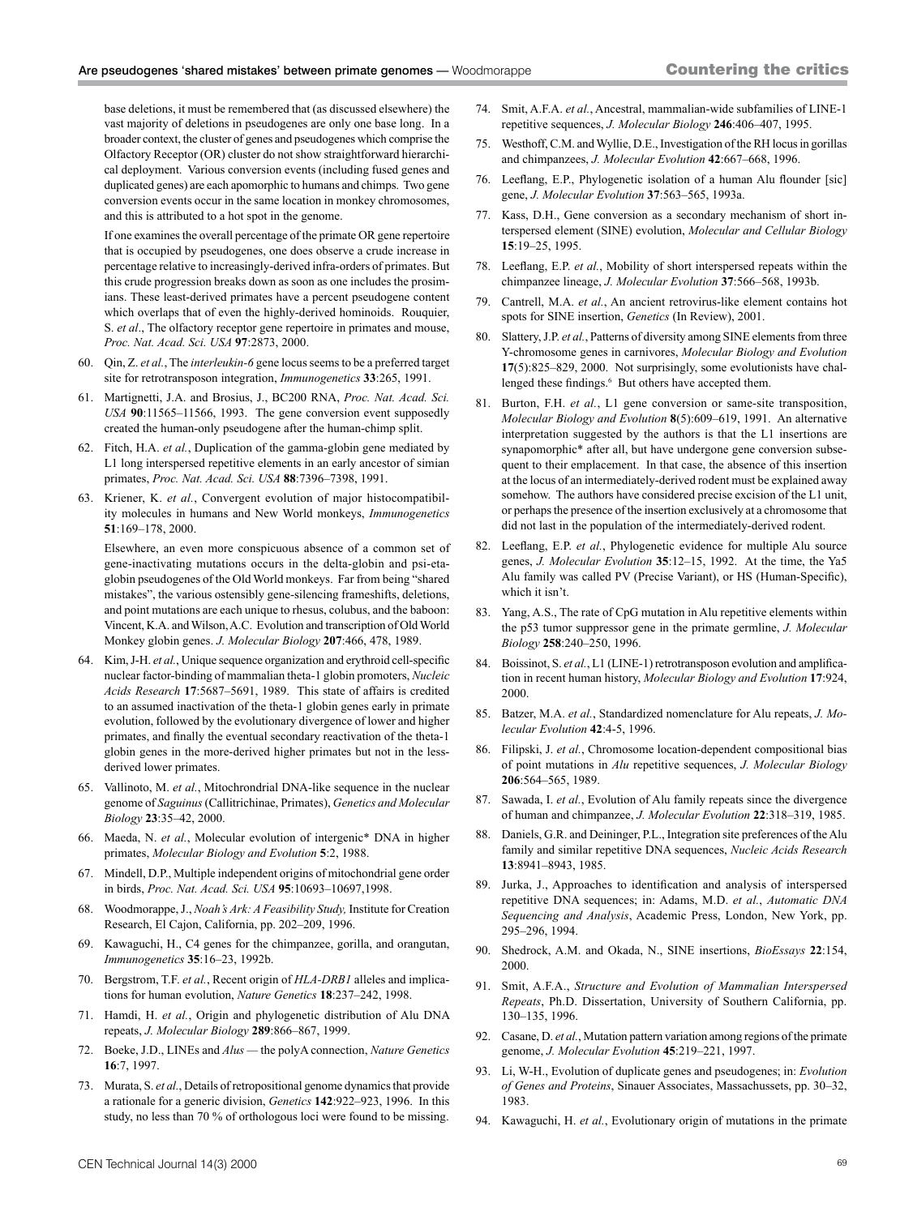base deletions, it must be remembered that (as discussed elsewhere) the vast majority of deletions in pseudogenes are only one base long. In a broader context, the cluster of genes and pseudogenes which comprise the Olfactory Receptor (OR) cluster do not show straightforward hierarchical deployment. Various conversion events (including fused genes and duplicated genes) are each apomorphic to humans and chimps. Two gene conversion events occur in the same location in monkey chromosomes, and this is attributed to a hot spot in the genome.

If one examines the overall percentage of the primate OR gene repertoire that is occupied by pseudogenes, one does observe a crude increase in percentage relative to increasingly-derived infra-orders of primates. But this crude progression breaks down as soon as one includes the prosimians. These least-derived primates have a percent pseudogene content which overlaps that of even the highly-derived hominoids. Rouquier, S. *et al*., The olfactory receptor gene repertoire in primates and mouse, *Proc. Nat. Acad. Sci. USA* **97**:2873, 2000.

60. Qin, Z. *et al.*, The *interleukin-6* gene locus seems to be a preferred target site for retrotransposon integration, *Immunogenetics* **33**:265, 1991.
61. Martignetti, J.A. and Brosius, J., BC200 RNA, *Proc. Nat. Acad. Sci. USA* **90**:11565–11566, 1993. The gene conversion event supposedly created the human-only pseudogene after the human-chimp split.
62. Fitch, H.A. *et al.*, Duplication of the gamma-globin gene mediated by L1 long interspersed repetitive elements in an early ancestor of simian primates, *Proc. Nat. Acad. Sci. USA* **88**:7396–7398, 1991.
63. Kriener, K. *et al.*, Convergent evolution of major histocompatibility molecules in humans and New World monkeys, *Immunogenetics* **51**:169–178, 2000.

    Elsewhere, an even more conspicuous absence of a common set of gene-inactivating mutations occurs in the delta-globin and psi-eta-globin pseudogenes of the Old World monkeys. Far from being "shared mistakes", the various ostensibly gene-silencing frameshifts, deletions, and point mutations are each unique to rhesus, colubus, and the baboon: Vincent, K.A. and Wilson, A.C. Evolution and transcription of Old World Monkey globin genes. *J. Molecular Biology* **207**:466, 478, 1989.
64. Kim, J-H. *et al.*, Unique sequence organization and erythroid cell-specific nuclear factor-binding of mammalian theta-1 globin promoters, *Nucleic Acids Research* **17**:5687–5691, 1989. This state of affairs is credited to an assumed inactivation of the theta-1 globin genes early in primate evolution, followed by the evolutionary divergence of lower and higher primates, and finally the eventual secondary reactivation of the theta-1 globin genes in the more-derived higher primates but not in the less-derived lower primates.
65. Vallinoto, M. *et al.*, Mitochrondrial DNA-like sequence in the nuclear genome of *Saguinus* (Callitrichinae, Primates), *Genetics and Molecular Biology* **23**:35–42, 2000.
66. Maeda, N. *et al.*, Molecular evolution of intergenic* DNA in higher primates, *Molecular Biology and Evolution* **5**:2, 1988.
67. Mindell, D.P., Multiple independent origins of mitochondrial gene order in birds, *Proc. Nat. Acad. Sci. USA* **95**:10693–10697,1998.
68. Woodmorappe, J., *Noah's Ark: A Feasibility Study,* Institute for Creation Research, El Cajon, California, pp. 202–209, 1996.
69. Kawaguchi, H., C4 genes for the chimpanzee, gorilla, and orangutan, *Immunogenetics* **35**:16–23, 1992b.
70. Bergstrom, T.F. *et al.*, Recent origin of *HLA-DRB1* alleles and implications for human evolution, *Nature Genetics* **18**:237–242, 1998.
71. Hamdi, H. *et al.*, Origin and phylogenetic distribution of Alu DNA repeats, *J. Molecular Biology* **289**:866–867, 1999.
72. Boeke, J.D., LINEs and *Alus* — the polyA connection, *Nature Genetics* **16**:7, 1997.
73. Murata, S. *et al.*, Details of retropositional genome dynamics that provide a rationale for a generic division, *Genetics* **142**:922–923, 1996. In this study, no less than 70 % of orthologous loci were found to be missing.
74. Smit, A.F.A. *et al.*, Ancestral, mammalian-wide subfamilies of LINE-1 repetitive sequences, *J. Molecular Biology* **246**:406–407, 1995.
75. Westhoff, C.M. and Wyllie, D.E., Investigation of the RH locus in gorillas and chimpanzees, *J. Molecular Evolution* **42**:667–668, 1996.
76. Leeflang, E.P., Phylogenetic isolation of a human Alu flounder [sic] gene, *J. Molecular Evolution* **37**:563–565, 1993a.
77. Kass, D.H., Gene conversion as a secondary mechanism of short interspersed element (SINE) evolution, *Molecular and Cellular Biology* **15**:19–25, 1995.
78. Leeflang, E.P. *et al.*, Mobility of short interspersed repeats within the chimpanzee lineage, *J. Molecular Evolution* **37**:566–568, 1993b.
79. Cantrell, M.A. *et al.*, An ancient retrovirus-like element contains hot spots for SINE insertion, *Genetics* (In Review), 2001.
80. Slattery, J.P. *et al.*, Patterns of diversity among SINE elements from three Y-chromosome genes in carnivores, *Molecular Biology and Evolution* **17**(5):825–829, 2000. Not surprisingly, some evolutionists have challenged these findings.[6] But others have accepted them.
81. Burton, F.H. *et al.*, L1 gene conversion or same-site transposition, *Molecular Biology and Evolution* **8**(5):609–619, 1991. An alternative interpretation suggested by the authors is that the L1 insertions are synapomorphic* after all, but have undergone gene conversion subsequent to their emplacement. In that case, the absence of this insertion at the locus of an intermediately-derived rodent must be explained away somehow. The authors have considered precise excision of the L1 unit, or perhaps the presence of the insertion exclusively at a chromosome that did not last in the population of the intermediately-derived rodent.
82. Leeflang, E.P. *et al.*, Phylogenetic evidence for multiple Alu source genes, *J. Molecular Evolution* **35**:12–15, 1992. At the time, the Ya5 Alu family was called PV (Precise Variant), or HS (Human-Specific), which it isn't.
83. Yang, A.S., The rate of CpG mutation in Alu repetitive elements within the p53 tumor suppressor gene in the primate germline, *J. Molecular Biology* **258**:240–250, 1996.
84. Boissinot, S. *et al.*, L1 (LINE-1) retrotransposon evolution and amplification in recent human history, *Molecular Biology and Evolution* **17**:924, 2000.
85. Batzer, M.A. *et al.*, Standardized nomenclature for Alu repeats, *J. Molecular Evolution* **42**:4-5, 1996.
86. Filipski, J. *et al.*, Chromosome location-dependent compositional bias of point mutations in *Alu* repetitive sequences, *J. Molecular Biology* **206**:564–565, 1989.
87. Sawada, I. *et al.*, Evolution of Alu family repeats since the divergence of human and chimpanzee, *J. Molecular Evolution* **22**:318–319, 1985.
88. Daniels, G.R. and Deininger, P.L., Integration site preferences of the Alu family and similar repetitive DNA sequences, *Nucleic Acids Research* **13**:8941–8943, 1985.
89. Jurka, J., Approaches to identification and analysis of interspersed repetitive DNA sequences; in: Adams, M.D. *et al.*, *Automatic DNA Sequencing and Analysis*, Academic Press, London, New York, pp. 295–296, 1994.
90. Shedrock, A.M. and Okada, N., SINE insertions, *BioEssays* **22**:154, 2000.
91. Smit, A.F.A., *Structure and Evolution of Mammalian Interspersed Repeats*, Ph.D. Dissertation, University of Southern California, pp. 130–135, 1996.
92. Casane, D. *et al.*, Mutation pattern variation among regions of the primate genome, *J. Molecular Evolution* **45**:219–221, 1997.
93. Li, W-H., Evolution of duplicate genes and pseudogenes; in: *Evolution of Genes and Proteins*, Sinauer Associates, Massachussets, pp. 30–32, 1983.
94. Kawaguchi, H. *et al.*, Evolutionary origin of mutations in the primate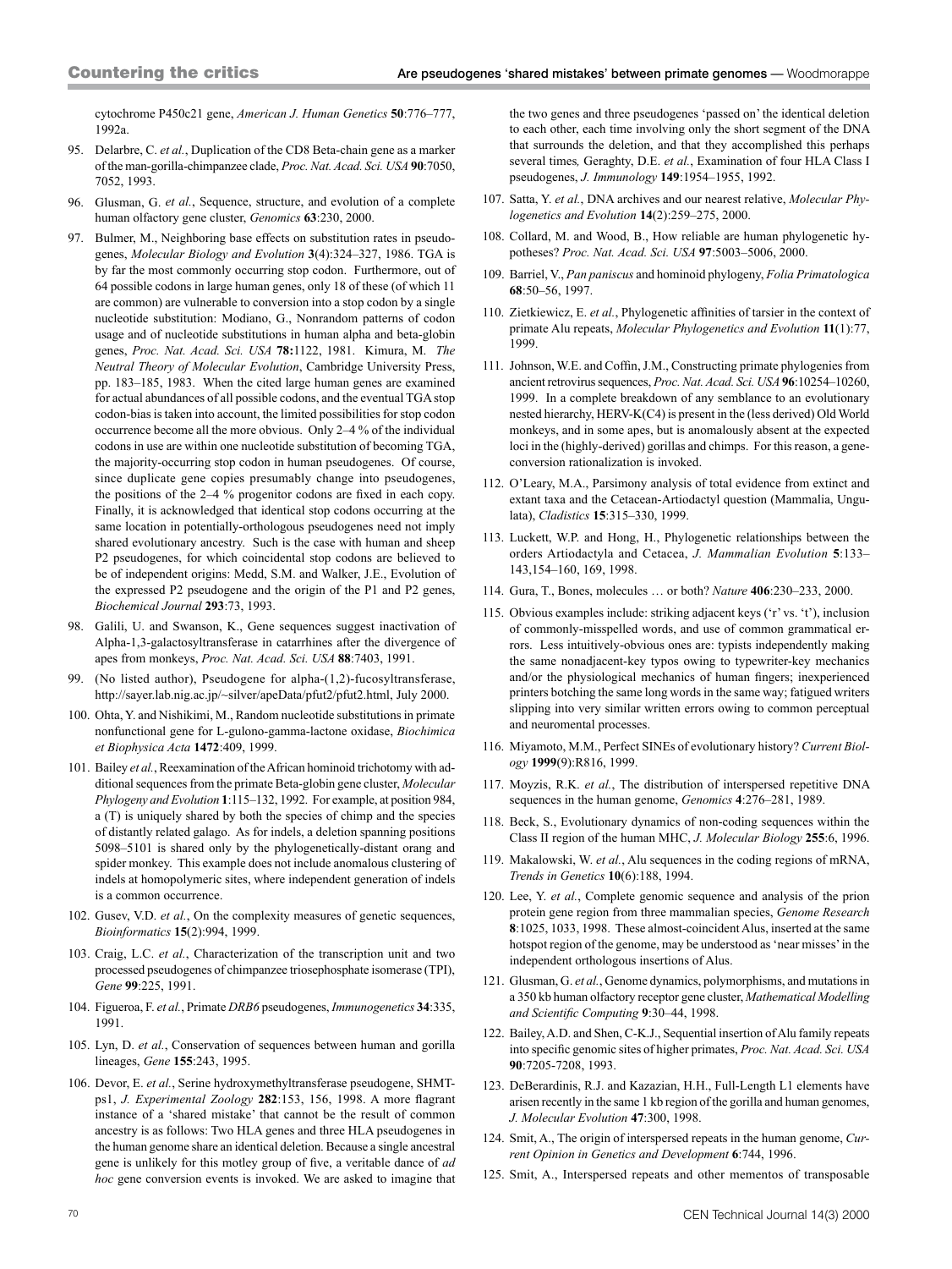cytochrome P450c21 gene, *American J. Human Genetics* **50**:776–777, 1992a.

95. Delarbre, C. *et al.*, Duplication of the CD8 Beta-chain gene as a marker of the man-gorilla-chimpanzee clade, *Proc. Nat. Acad. Sci. USA* **90**:7050, 7052, 1993.

96. Glusman, G. *et al.*, Sequence, structure, and evolution of a complete human olfactory gene cluster, *Genomics* **63**:230, 2000.

97. Bulmer, M., Neighboring base effects on substitution rates in pseudogenes, *Molecular Biology and Evolution* **3**(4):324–327, 1986. TGA is by far the most commonly occurring stop codon. Furthermore, out of 64 possible codons in large human genes, only 18 of these (of which 11 are common) are vulnerable to conversion into a stop codon by a single nucleotide substitution: Modiano, G., Nonrandom patterns of codon usage and of nucleotide substitutions in human alpha and beta-globin genes, *Proc. Nat. Acad. Sci. USA* **78:**1122, 1981. Kimura, M. *The Neutral Theory of Molecular Evolution*, Cambridge University Press, pp. 183–185, 1983. When the cited large human genes are examined for actual abundances of all possible codons, and the eventual TGA stop codon-bias is taken into account, the limited possibilities for stop codon occurrence become all the more obvious. Only 2–4 % of the individual codons in use are within one nucleotide substitution of becoming TGA, the majority-occurring stop codon in human pseudogenes. Of course, since duplicate gene copies presumably change into pseudogenes, the positions of the 2–4 % progenitor codons are fixed in each copy. Finally, it is acknowledged that identical stop codons occurring at the same location in potentially-orthologous pseudogenes need not imply shared evolutionary ancestry. Such is the case with human and sheep P2 pseudogenes, for which coincidental stop codons are believed to be of independent origins: Medd, S.M. and Walker, J.E., Evolution of the expressed P2 pseudogene and the origin of the P1 and P2 genes, *Biochemical Journal* **293**:73, 1993.

98. Galili, U. and Swanson, K., Gene sequences suggest inactivation of Alpha-1,3-galactosyltransferase in catarrhines after the divergence of apes from monkeys, *Proc. Nat. Acad. Sci. USA* **88**:7403, 1991.

99. (No listed author), Pseudogene for alpha-(1,2)-fucosyltransferase, http://sayer.lab.nig.ac.jp/~silver/apeData/pfut2/pfut2.html, July 2000.

100. Ohta, Y. and Nishikimi, M., Random nucleotide substitutions in primate nonfunctional gene for L-gulono-gamma-lactone oxidase, *Biochimica et Biophysica Acta* **1472**:409, 1999.

101. Bailey *et al.*, Reexamination of the African hominoid trichotomy with additional sequences from the primate Beta-globin gene cluster, *Molecular Phylogeny and Evolution* **1**:115–132, 1992. For example, at position 984, a (T) is uniquely shared by both the species of chimp and the species of distantly related galago. As for indels, a deletion spanning positions 5098–5101 is shared only by the phylogenetically-distant orang and spider monkey. This example does not include anomalous clustering of indels at homopolymeric sites, where independent generation of indels is a common occurrence.

102. Gusev, V.D. *et al.*, On the complexity measures of genetic sequences, *Bioinformatics* **15**(2):994, 1999.

103. Craig, L.C. *et al.*, Characterization of the transcription unit and two processed pseudogenes of chimpanzee triosephosphate isomerase (TPI), *Gene* **99**:225, 1991.

104. Figueroa, F. *et al.*, Primate *DRB6* pseudogenes, *Immunogenetics* **34**:335, 1991.

105. Lyn, D. *et al.*, Conservation of sequences between human and gorilla lineages, *Gene* **155**:243, 1995.

106. Devor, E. *et al.*, Serine hydroxymethyltransferase pseudogene, SHMT-ps1, *J. Experimental Zoology* **282**:153, 156, 1998. A more flagrant instance of a 'shared mistake' that cannot be the result of common ancestry is as follows: Two HLA genes and three HLA pseudogenes in the human genome share an identical deletion. Because a single ancestral gene is unlikely for this motley group of five, a veritable dance of *ad hoc* gene conversion events is invoked. We are asked to imagine that the two genes and three pseudogenes 'passed on' the identical deletion to each other, each time involving only the short segment of the DNA that surrounds the deletion, and that they accomplished this perhaps several times*,* Geraghty, D.E. *et al.*, Examination of four HLA Class I pseudogenes, *J. Immunology* **149**:1954–1955, 1992.

107. Satta, Y. *et al.*, DNA archives and our nearest relative, *Molecular Phylogenetics and Evolution* **14**(2):259–275, 2000.

108. Collard, M. and Wood, B., How reliable are human phylogenetic hypotheses? *Proc. Nat. Acad. Sci. USA* **97**:5003–5006, 2000.

109. Barriel, V., *Pan paniscus* and hominoid phylogeny, *Folia Primatologica* **68**:50–56, 1997.

110. Zietkiewicz, E. *et al.*, Phylogenetic affinities of tarsier in the context of primate Alu repeats, *Molecular Phylogenetics and Evolution* **11**(1):77, 1999.

111. Johnson, W.E. and Coffin, J.M., Constructing primate phylogenies from ancient retrovirus sequences, *Proc. Nat. Acad. Sci. USA* **96**:10254–10260, 1999. In a complete breakdown of any semblance to an evolutionary nested hierarchy, HERV-K(C4) is present in the (less derived) Old World monkeys, and in some apes, but is anomalously absent at the expected loci in the (highly-derived) gorillas and chimps. For this reason, a gene-conversion rationalization is invoked.

112. O'Leary, M.A., Parsimony analysis of total evidence from extinct and extant taxa and the Cetacean-Artiodactyl question (Mammalia, Ungulata), *Cladistics* **15**:315–330, 1999.

113. Luckett, W.P. and Hong, H., Phylogenetic relationships between the orders Artiodactyla and Cetacea, *J. Mammalian Evolution* **5**:133–143,154–160, 169, 1998.

114. Gura, T., Bones, molecules … or both? *Nature* **406**:230–233, 2000.

115. Obvious examples include: striking adjacent keys ('r' vs. 't'), inclusion of commonly-misspelled words, and use of common grammatical errors. Less intuitively-obvious ones are: typists independently making the same nonadjacent-key typos owing to typewriter-key mechanics and/or the physiological mechanics of human fingers; inexperienced printers botching the same long words in the same way; fatigued writers slipping into very similar written errors owing to common perceptual and neuromental processes.

116. Miyamoto, M.M., Perfect SINEs of evolutionary history? *Current Biology* **1999**(9):R816, 1999.

117. Moyzis, R.K. *et al.*, The distribution of interspersed repetitive DNA sequences in the human genome, *Genomics* **4**:276–281, 1989.

118. Beck, S., Evolutionary dynamics of non-coding sequences within the Class II region of the human MHC, *J. Molecular Biology* **255**:6, 1996.

119. Makalowski, W. *et al.*, Alu sequences in the coding regions of mRNA, *Trends in Genetics* **10**(6):188, 1994.

120. Lee, Y. *et al.*, Complete genomic sequence and analysis of the prion protein gene region from three mammalian species, *Genome Research* **8**:1025, 1033, 1998. These almost-coincident Alus, inserted at the same hotspot region of the genome, may be understood as 'near misses' in the independent orthologous insertions of Alus.

121. Glusman, G. *et al.*, Genome dynamics, polymorphisms, and mutations in a 350 kb human olfactory receptor gene cluster, *Mathematical Modelling and Scientific Computing* **9**:30–44, 1998.

122. Bailey, A.D. and Shen, C-K.J., Sequential insertion of Alu family repeats into specific genomic sites of higher primates, *Proc. Nat. Acad. Sci. USA* **90**:7205-7208, 1993.

123. DeBerardinis, R.J. and Kazazian, H.H., Full-Length L1 elements have arisen recently in the same 1 kb region of the gorilla and human genomes, *J. Molecular Evolution* **47**:300, 1998.

124. Smit, A., The origin of interspersed repeats in the human genome, *Current Opinion in Genetics and Development* **6**:744, 1996.

125. Smit, A., Interspersed repeats and other mementos of transposable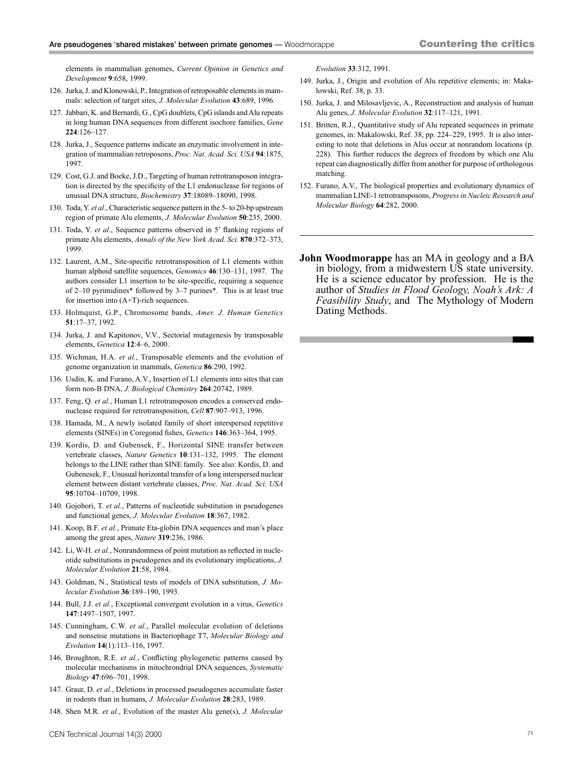elements in mammalian genomes, *Current Opinion in Genetics and Development* **9**:658, 1999.

126. Jurka, J. and Klonowski, P., Integration of retroposable elements in mammals: selection of target sites, *J. Molecular Evolution* **43**:689, 1996.
127. Jabbari, K. and Bernardi, G., CpG doublets, CpG islands and Alu repeats in long human DNA sequences from different isochore families, *Gene* **224**:126–127.
128. Jurka, J., Sequence patterns indicate an enzymatic involvement in integration of mammalian retroposons, *Proc. Nat. Acad. Sci. USA* **94**:1875, 1997.
129. Cost, G.J. and Boeke, J.D., Targeting of human retrotransposon integration is directed by the specificity of the L1 endonuclease for regions of unusual DNA structure, *Biochemistry* **37**:18089–18090, 1998.
130. Toda, Y. *et al.*, Characteristic sequence pattern in the 5- to 20-bp upstream region of primate Alu elements, *J. Molecular Evolution* **50**:235, 2000.
131. Toda, Y. *et al.*, Sequence patterns observed in 5' flanking regions of primate Alu elements, *Annals of the New York Acad. Sci.* **870**:372–373, 1999.
132. Laurent, A.M., Site-specific retrotransposition of L1 elements within human alphoid satellite sequences, *Genomics* **46**:130–131, 1997. The authors consider L1 insertion to be site-specific, requiring a sequence of 2–10 pyrimidines* followed by 3–7 purines*. This is at least true for insertion into (A+T)-rich sequences.
133. Holmquist, G.P., Chromosome bands, *Amer. J. Human Genetics* **51**:17–37, 1992.
134. Jurka, J. and Kapitonov, V.V., Sectorial mutagenesis by transposable elements, *Genetica* **12**:4–6, 2000.
135. Wichman, H.A. *et al.*, Transposable elements and the evolution of genome organization in mammals, *Genetica* **86**:290, 1992.
136. Usdin, K. and Furano, A.V., Insertion of L1 elements into sites that can form non-B DNA, *J. Biological Chemistry* **264**:20742, 1989.
137. Feng, Q. *et al.*, Human L1 retrotransposon encodes a conserved endonuclease required for retrotransposition, *Cell* **87**:907–913, 1996.
138. Hamada, M., A newly isolated family of short interspersed repetitive elements (SINEs) in Coregonid fishes, *Genetics* **146**:363–364, 1995.
139. Kordis, D. and Gubensek, F., Horizontal SINE transfer between vertebrate classes, *Nature Genetics* **10**:131–132, 1995. The element belongs to the LINE rather than SINE family. See also: Kordis, D. and Gubenesek, F., Unusual horizontal transfer of a long interspersed nuclear element between distant vertebrate classes, *Proc. Nat. Acad. Sci. USA* **95**:10704–10709, 1998.
140. Gojobori, T. *et al.*, Patterns of nucleotide substitution in pseudogenes and functional genes, *J. Molecular Evolution* **18**:367, 1982.
141. Koop, B.F. *et al.*, Primate Eta-globin DNA sequences and man's place among the great apes, *Nature* **319**:236, 1986.
142. Li, W-H. *et al.*, Nonrandomness of point mutation as reflected in nucleotide substitutions in pseudogenes and its evolutionary implications, *J. Molecular Evolution* **21**:58, 1984.
143. Goldman, N., Statistical tests of models of DNA substitution, *J. Molecular Evolution* **36**:189–190, 1993.
144. Bull, J.J. *et al.*, Exceptional convergent evolution in a virus, *Genetics* **147**:1497–1507, 1997.
145. Cunningham, C.W. *et al.*, Parallel molecular evolution of deletions and nonsense mutations in Bacteriophage T7, *Molecular Biology and Evolution* **14**(1):113–116, 1997.
146. Broughton, R.E. *et al.*, Conflicting phylogenetic patterns caused by molecular mechanisms in mitochrondrial DNA sequences, *Systematic Biology* **47**:696–701, 1998.
147. Graur, D. *et al.*, Deletions in processed pseudogenes accumulate faster in rodents than in humans, *J. Molecular Evolution* **28**:283, 1989.
148. Shen M.R. *et al.*, Evolution of the master Alu gene(s), *J. Molecular Evolution* **33**:312, 1991.
149. Jurka, J., Origin and evolution of Alu repetitive elements; in: Makalowski, Ref. 38, p. 33.
150. Jurka, J. and Milosavljevic, A., Reconstruction and analysis of human Alu genes, *J. Molecular Evolution* **32**:117–121, 1991.
151. Britten, R.J., Quantitative study of Alu repeated sequences in primate genomes, in: Makalowski, Ref. 38, pp. 224–229, 1995. It is also interesting to note that deletions in Alus occur at nonrandom locations (p. 228). This further reduces the degrees of freedom by which one Alu repeat can diagnostically differ from another for purpose of orthologous matching.
152. Furano, A.V., The biological properties and evolutionary dynamics of mammalian LINE-1 retrotransposons, *Progress in Nucleic Research and Molecular Biology* **64**:282, 2000.

---

**John Woodmorappe** has an MA in geology and a BA in biology, from a midwestern US state university. He is a science educator by profession. He is the author of *Studies in Flood Geology, Noah's Ark: A Feasibility Study*, and The Mythology of Modern Dating Methods.